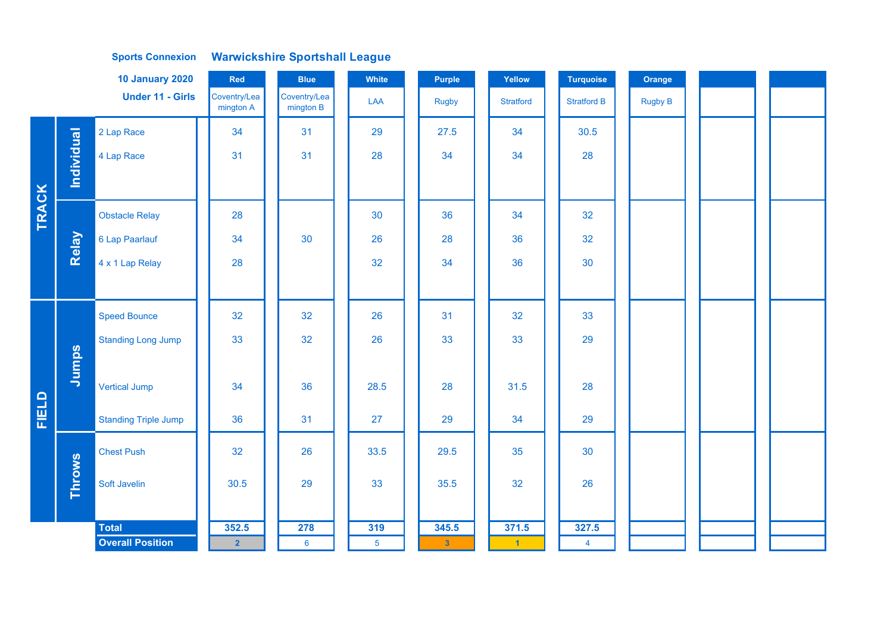**Sports Connexion** **Warwickshire Sportshall League**

**10 January 2020**

**Under 11 - Girls**

| | | | Red | Blue | White | Purple | Yellow | Turquoise | Orange | | |
|---|---|---|---|---|---|---|---|---|---|---|---|
| | | | Coventry/Leamington A | Coventry/Leamington B | LAA | Rugby | Stratford | Stratford B | Rugby B | | |
| TRACK | Individual | 2 Lap Race | 34 | 31 | 29 | 27.5 | 34 | 30.5 | | | |
| | | 4 Lap Race | 31 | 31 | 28 | 34 | 34 | 28 | | | |
| | Relay | Obstacle Relay | 28 | | 30 | 36 | 34 | 32 | | | |
| | | 6 Lap Paarlauf | 34 | 30 | 26 | 28 | 36 | 32 | | | |
| | | 4 x 1 Lap Relay | 28 | | 32 | 34 | 36 | 30 | | | |
| FIELD | Jumps | Speed Bounce | 32 | 32 | 26 | 31 | 32 | 33 | | | |
| | | Standing Long Jump | 33 | 32 | 26 | 33 | 33 | 29 | | | |
| | | Vertical Jump | 34 | 36 | 28.5 | 28 | 31.5 | 28 | | | |
| | | Standing Triple Jump | 36 | 31 | 27 | 29 | 34 | 29 | | | |
| | Throws | Chest Push | 32 | 26 | 33.5 | 29.5 | 35 | 30 | | | |
| | | Soft Javelin | 30.5 | 29 | 33 | 35.5 | 32 | 26 | | | |
| | | **Total** | **352.5** | **278** | **319** | **345.5** | **371.5** | **327.5** | | | |
| | | **Overall Position** | 2 | 6 | 5 | 3 | 1 | 4 | | | |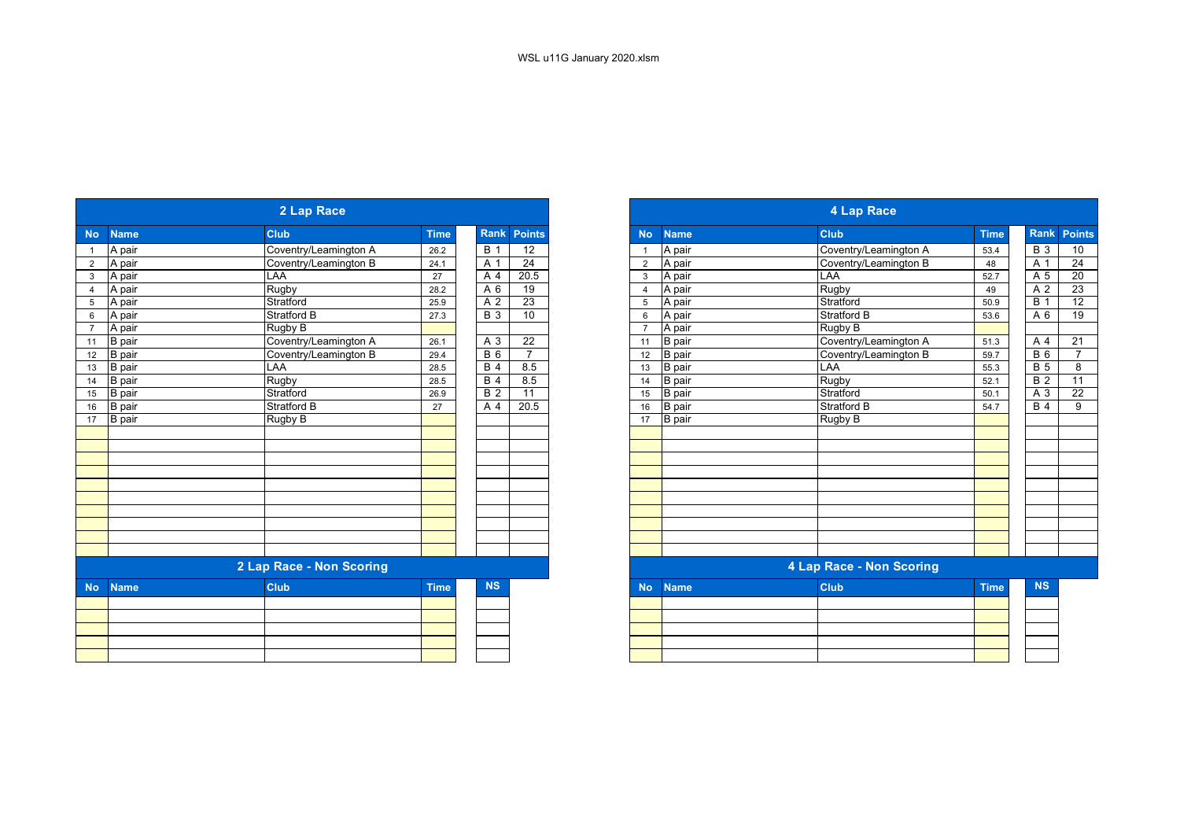WSL u11G January 2020.xlsm

## 2 Lap Race

| No | Name | Club | Time | Rank | Points |
|---|---|---|---|---|---|
| 1 | A pair | Coventry/Leamington A | 26.2 | B 1 | 12 |
| 2 | A pair | Coventry/Leamington B | 24.1 | A 1 | 24 |
| 3 | A pair | LAA | 27 | A 4 | 20.5 |
| 4 | A pair | Rugby | 28.2 | A 6 | 19 |
| 5 | A pair | Stratford | 25.9 | A 2 | 23 |
| 6 | A pair | Stratford B | 27.3 | B 3 | 10 |
| 7 | A pair | Rugby B | | | |
| 11 | B pair | Coventry/Leamington A | 26.1 | A 3 | 22 |
| 12 | B pair | Coventry/Leamington B | 29.4 | B 6 | 7 |
| 13 | B pair | LAA | 28.5 | B 4 | 8.5 |
| 14 | B pair | Rugby | 28.5 | B 4 | 8.5 |
| 15 | B pair | Stratford | 26.9 | B 2 | 11 |
| 16 | B pair | Stratford B | 27 | A 4 | 20.5 |
| 17 | B pair | Rugby B | | | |

## 2 Lap Race - Non Scoring

| No | Name | Club | Time | NS |
|---|---|---|---|---|

## 4 Lap Race

| No | Name | Club | Time | Rank | Points |
|---|---|---|---|---|---|
| 1 | A pair | Coventry/Leamington A | 53.4 | B 3 | 10 |
| 2 | A pair | Coventry/Leamington B | 48 | A 1 | 24 |
| 3 | A pair | LAA | 52.7 | A 5 | 20 |
| 4 | A pair | Rugby | 49 | A 2 | 23 |
| 5 | A pair | Stratford | 50.9 | B 1 | 12 |
| 6 | A pair | Stratford B | 53.6 | A 6 | 19 |
| 7 | A pair | Rugby B | | | |
| 11 | B pair | Coventry/Leamington A | 51.3 | A 4 | 21 |
| 12 | B pair | Coventry/Leamington B | 59.7 | B 6 | 7 |
| 13 | B pair | LAA | 55.3 | B 5 | 8 |
| 14 | B pair | Rugby | 52.1 | B 2 | 11 |
| 15 | B pair | Stratford | 50.1 | A 3 | 22 |
| 16 | B pair | Stratford B | 54.7 | B 4 | 9 |
| 17 | B pair | Rugby B | | | |

## 4 Lap Race - Non Scoring

| No | Name | Club | Time | NS |
|---|---|---|---|---|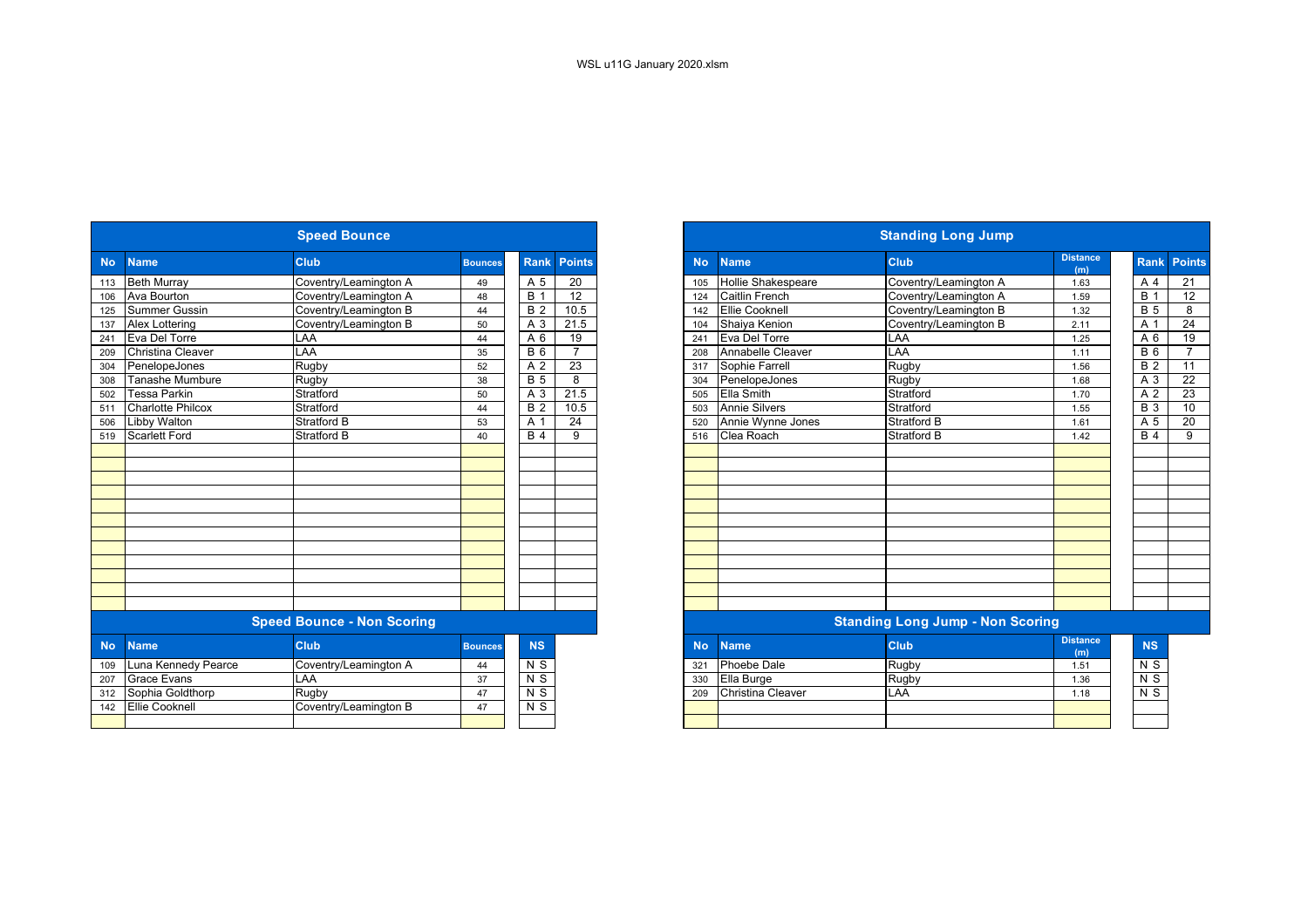WSL u11G January 2020.xlsm

## Speed Bounce

| No | Name | Club | Bounces | Rank | Points |
|---|---|---|---|---|---|
| 113 | Beth Murray | Coventry/Leamington A | 49 | A 5 | 20 |
| 106 | Ava Bourton | Coventry/Leamington A | 48 | B 1 | 12 |
| 125 | Summer Gussin | Coventry/Leamington B | 44 | B 2 | 10.5 |
| 137 | Alex Lottering | Coventry/Leamington B | 50 | A 3 | 21.5 |
| 241 | Eva Del Torre | LAA | 44 | A 6 | 19 |
| 209 | Christina Cleaver | LAA | 35 | B 6 | 7 |
| 304 | PenelopeJones | Rugby | 52 | A 2 | 23 |
| 308 | Tanashe Mumbure | Rugby | 38 | B 5 | 8 |
| 502 | Tessa Parkin | Stratford | 50 | A 3 | 21.5 |
| 511 | Charlotte Philcox | Stratford | 44 | B 2 | 10.5 |
| 506 | Libby Walton | Stratford B | 53 | A 1 | 24 |
| 519 | Scarlett Ford | Stratford B | 40 | B 4 | 9 |

## Speed Bounce - Non Scoring

| No | Name | Club | Bounces | NS |
|---|---|---|---|---|
| 109 | Luna Kennedy Pearce | Coventry/Leamington A | 44 | N S |
| 207 | Grace Evans | LAA | 37 | N S |
| 312 | Sophia Goldthorp | Rugby | 47 | N S |
| 142 | Ellie Cooknell | Coventry/Leamington B | 47 | N S |

## Standing Long Jump

| No | Name | Club | Distance (m) | Rank | Points |
|---|---|---|---|---|---|
| 105 | Hollie Shakespeare | Coventry/Leamington A | 1.63 | A 4 | 21 |
| 124 | Caitlin French | Coventry/Leamington A | 1.59 | B 1 | 12 |
| 142 | Ellie Cooknell | Coventry/Leamington B | 1.32 | B 5 | 8 |
| 104 | Shaiya Kenion | Coventry/Leamington B | 2.11 | A 1 | 24 |
| 241 | Eva Del Torre | LAA | 1.25 | A 6 | 19 |
| 208 | Annabelle Cleaver | LAA | 1.11 | B 6 | 7 |
| 317 | Sophie Farrell | Rugby | 1.56 | B 2 | 11 |
| 304 | PenelopeJones | Rugby | 1.68 | A 3 | 22 |
| 505 | Ella Smith | Stratford | 1.70 | A 2 | 23 |
| 503 | Annie Silvers | Stratford | 1.55 | B 3 | 10 |
| 520 | Annie Wynne Jones | Stratford B | 1.61 | A 5 | 20 |
| 516 | Clea Roach | Stratford B | 1.42 | B 4 | 9 |

## Standing Long Jump - Non Scoring

| No | Name | Club | Distance (m) | NS |
|---|---|---|---|---|
| 321 | Phoebe Dale | Rugby | 1.51 | N S |
| 330 | Ella Burge | Rugby | 1.36 | N S |
| 209 | Christina Cleaver | LAA | 1.18 | N S |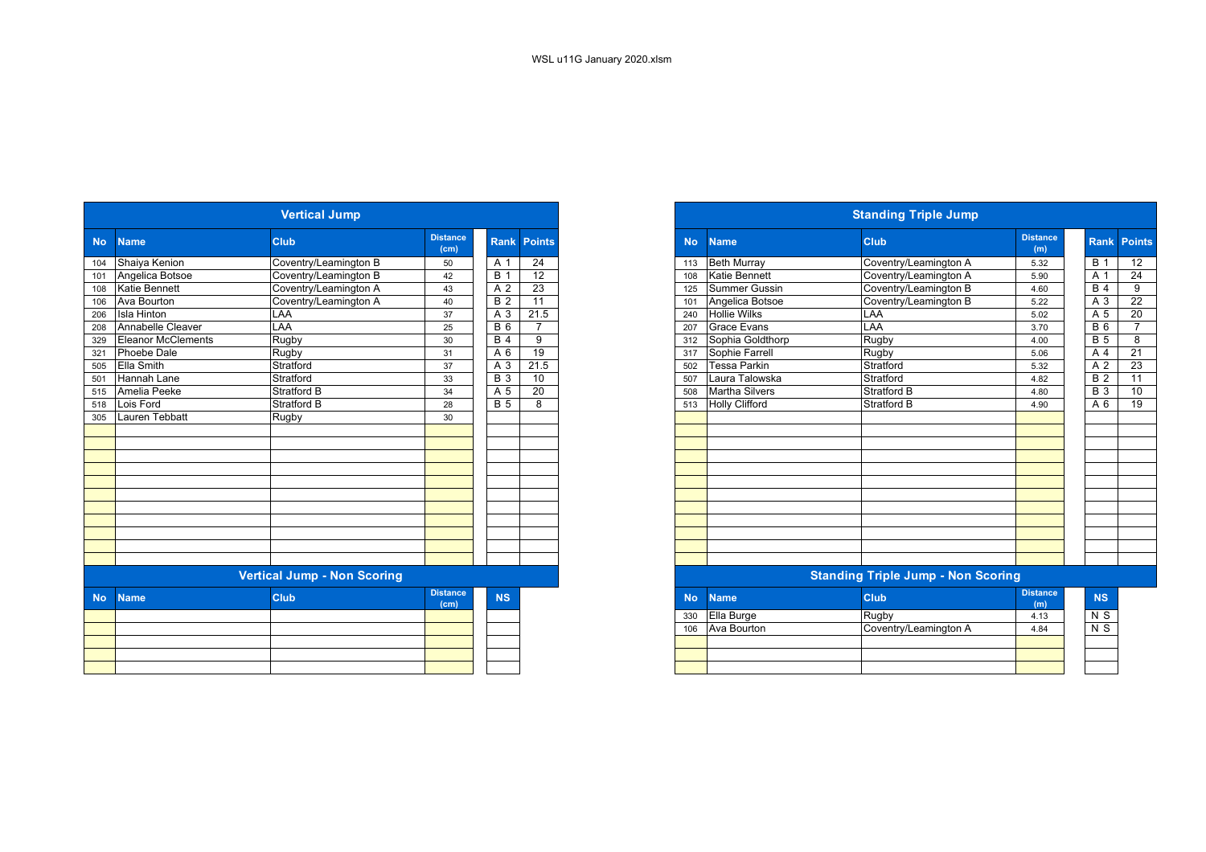WSL u11G January 2020.xlsm

## Vertical Jump

| No | Name | Club | Distance (cm) | Rank | Points |
|---|---|---|---|---|---|
| 104 | Shaiya Kenion | Coventry/Leamington B | 50 | A 1 | 24 |
| 101 | Angelica Botsoe | Coventry/Leamington B | 42 | B 1 | 12 |
| 108 | Katie Bennett | Coventry/Leamington A | 43 | A 2 | 23 |
| 106 | Ava Bourton | Coventry/Leamington A | 40 | B 2 | 11 |
| 206 | Isla Hinton | LAA | 37 | A 3 | 21.5 |
| 208 | Annabelle Cleaver | LAA | 25 | B 6 | 7 |
| 329 | Eleanor McClements | Rugby | 30 | B 4 | 9 |
| 321 | Phoebe Dale | Rugby | 31 | A 6 | 19 |
| 505 | Ella Smith | Stratford | 37 | A 3 | 21.5 |
| 501 | Hannah Lane | Stratford | 33 | B 3 | 10 |
| 515 | Amelia Peeke | Stratford B | 34 | A 5 | 20 |
| 518 | Lois Ford | Stratford B | 28 | B 5 | 8 |
| 305 | Lauren Tebbatt | Rugby | 30 | | |

## Vertical Jump - Non Scoring

| No | Name | Club | Distance (cm) | NS |
|---|---|---|---|---|
| | | | | |

## Standing Triple Jump

| No | Name | Club | Distance (m) | Rank | Points |
|---|---|---|---|---|---|
| 113 | Beth Murray | Coventry/Leamington A | 5.32 | B 1 | 12 |
| 108 | Katie Bennett | Coventry/Leamington A | 5.90 | A 1 | 24 |
| 125 | Summer Gussin | Coventry/Leamington B | 4.60 | B 4 | 9 |
| 101 | Angelica Botsoe | Coventry/Leamington B | 5.22 | A 3 | 22 |
| 240 | Hollie Wilks | LAA | 5.02 | A 5 | 20 |
| 207 | Grace Evans | LAA | 3.70 | B 6 | 7 |
| 312 | Sophia Goldthorp | Rugby | 4.00 | B 5 | 8 |
| 317 | Sophie Farrell | Rugby | 5.06 | A 4 | 21 |
| 502 | Tessa Parkin | Stratford | 5.32 | A 2 | 23 |
| 507 | Laura Talowska | Stratford | 4.82 | B 2 | 11 |
| 508 | Martha Silvers | Stratford B | 4.80 | B 3 | 10 |
| 513 | Holly Clifford | Stratford B | 4.90 | A 6 | 19 |

## Standing Triple Jump - Non Scoring

| No | Name | Club | Distance (m) | NS |
|---|---|---|---|---|
| 330 | Ella Burge | Rugby | 4.13 | N S |
| 106 | Ava Bourton | Coventry/Leamington A | 4.84 | N S |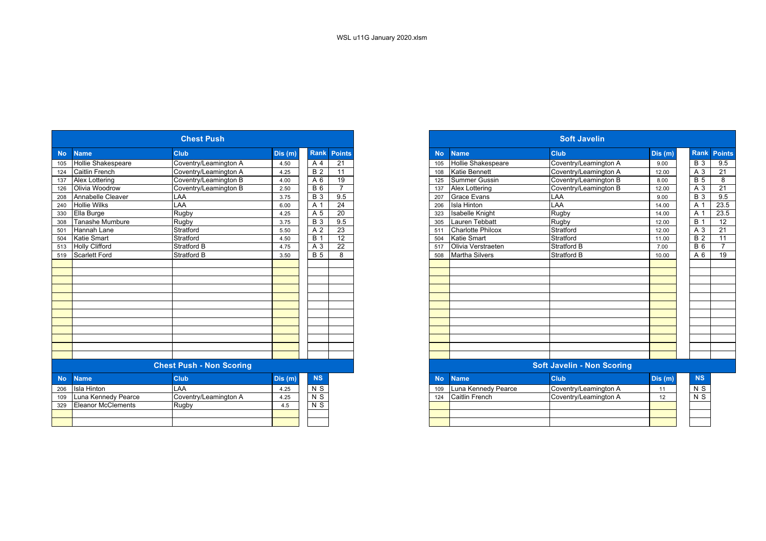WSL u11G January 2020.xlsm

## Chest Push

| No | Name | Club | Dis (m) | Rank | Points |
|---|---|---|---|---|---|
| 105 | Hollie Shakespeare | Coventry/Leamington A | 4.50 | A 4 | 21 |
| 124 | Caitlin French | Coventry/Leamington A | 4.25 | B 2 | 11 |
| 137 | Alex Lottering | Coventry/Leamington B | 4.00 | A 6 | 19 |
| 126 | Olivia Woodrow | Coventry/Leamington B | 2.50 | B 6 | 7 |
| 208 | Annabelle Cleaver | LAA | 3.75 | B 3 | 9.5 |
| 240 | Hollie Wilks | LAA | 6.00 | A 1 | 24 |
| 330 | Ella Burge | Rugby | 4.25 | A 5 | 20 |
| 308 | Tanashe Mumbure | Rugby | 3.75 | B 3 | 9.5 |
| 501 | Hannah Lane | Stratford | 5.50 | A 2 | 23 |
| 504 | Katie Smart | Stratford | 4.50 | B 1 | 12 |
| 513 | Holly Clifford | Stratford B | 4.75 | A 3 | 22 |
| 519 | Scarlett Ford | Stratford B | 3.50 | B 5 | 8 |

## Chest Push - Non Scoring

| No | Name | Club | Dis (m) | NS |
|---|---|---|---|---|
| 206 | Isla Hinton | LAA | 4.25 | N S |
| 109 | Luna Kennedy Pearce | Coventry/Leamington A | 4.25 | N S |
| 329 | Eleanor McClements | Rugby | 4.5 | N S |

## Soft Javelin

| No | Name | Club | Dis (m) | Rank | Points |
|---|---|---|---|---|---|
| 105 | Hollie Shakespeare | Coventry/Leamington A | 9.00 | B 3 | 9.5 |
| 108 | Katie Bennett | Coventry/Leamington A | 12.00 | A 3 | 21 |
| 125 | Summer Gussin | Coventry/Leamington B | 8.00 | B 5 | 8 |
| 137 | Alex Lottering | Coventry/Leamington B | 12.00 | A 3 | 21 |
| 207 | Grace Evans | LAA | 9.00 | B 3 | 9.5 |
| 206 | Isla Hinton | LAA | 14.00 | A 1 | 23.5 |
| 323 | Isabelle Knight | Rugby | 14.00 | A 1 | 23.5 |
| 305 | Lauren Tebbatt | Rugby | 12.00 | B 1 | 12 |
| 511 | Charlotte Philcox | Stratford | 12.00 | A 3 | 21 |
| 504 | Katie Smart | Stratford | 11.00 | B 2 | 11 |
| 517 | Olivia Verstraeten | Stratford B | 7.00 | B 6 | 7 |
| 508 | Martha Silvers | Stratford B | 10.00 | A 6 | 19 |

## Soft Javelin - Non Scoring

| No | Name | Club | Dis (m) | NS |
|---|---|---|---|---|
| 109 | Luna Kennedy Pearce | Coventry/Leamington A | 11 | N S |
| 124 | Caitlin French | Coventry/Leamington A | 12 | N S |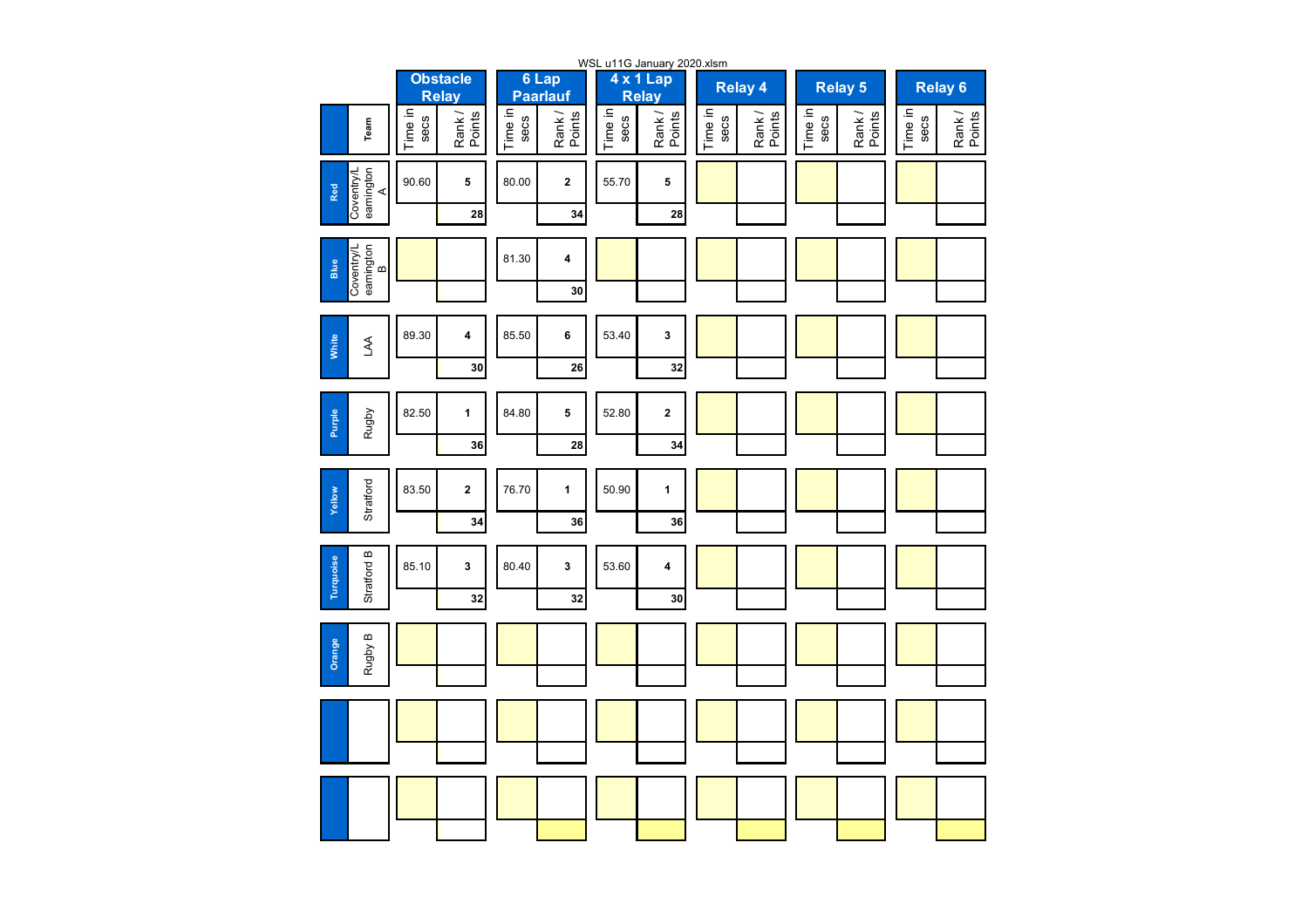WSL u11G January 2020.xlsm

| | Team | Obstacle Relay | | 6 Lap Paarlauf | | 4 x 1 Lap Relay | | Relay 4 | | Relay 5 | | Relay 6 | |
|---|---|---|---|---|---|---|---|---|---|---|---|---|---|
| | | Time in secs | Rank / Points | Time in secs | Rank / Points | Time in secs | Rank / Points | Time in secs | Rank / Points | Time in secs | Rank / Points | Time in secs | Rank / Points |
| Red | Coventry/Leamington A | 90.60 | 5 | 80.00 | 2 | 55.70 | 5 | | | | | | |
| | | | 28 | | 34 | | 28 | | | | | | |
| Blue | Coventry/Leamington B | | | 81.30 | 4 | | | | | | | | |
| | | | | | 30 | | | | | | | | |
| White | LAA | 89.30 | 4 | 85.50 | 6 | 53.40 | 3 | | | | | | |
| | | | 30 | | 26 | | 32 | | | | | | |
| Purple | Rugby | 82.50 | 1 | 84.80 | 5 | 52.80 | 2 | | | | | | |
| | | | 36 | | 28 | | 34 | | | | | | |
| Yellow | Stratford | 83.50 | 2 | 76.70 | 1 | 50.90 | 1 | | | | | | |
| | | | 34 | | 36 | | 36 | | | | | | |
| Turquoise | Stratford B | 85.10 | 3 | 80.40 | 3 | 53.60 | 4 | | | | | | |
| | | | 32 | | 32 | | 30 | | | | | | |
| Orange | Rugby B | | | | | | | | | | | | |
| | | | | | | | | | | | | | |
| | | | | | | | | | | | | | |
| | | | | | | | | | | | | | |
| | | | | | | | | | | | | | |
| | | | | | | | | | | | | | |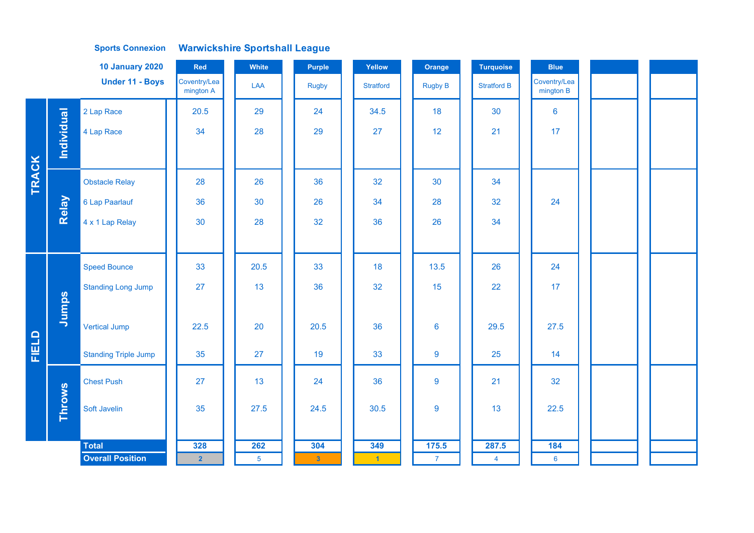**Sports Connexion** **Warwickshire Sportshall League**

**10 January 2020**

**Under 11 - Boys**

| | | | Red | White | Purple | Yellow | Orange | Turquoise | Blue | | |
|---|---|---|---|---|---|---|---|---|---|---|---|
| | | | Coventry/Leamington A | LAA | Rugby | Stratford | Rugby B | Stratford B | Coventry/Leamington B | | |
| TRACK | Individual | 2 Lap Race | 20.5 | 29 | 24 | 34.5 | 18 | 30 | 6 | | |
| | | 4 Lap Race | 34 | 28 | 29 | 27 | 12 | 21 | 17 | | |
| | Relay | Obstacle Relay | 28 | 26 | 36 | 32 | 30 | 34 | | | |
| | | 6 Lap Paarlauf | 36 | 30 | 26 | 34 | 28 | 32 | 24 | | |
| | | 4 x 1 Lap Relay | 30 | 28 | 32 | 36 | 26 | 34 | | | |
| FIELD | Jumps | Speed Bounce | 33 | 20.5 | 33 | 18 | 13.5 | 26 | 24 | | |
| | | Standing Long Jump | 27 | 13 | 36 | 32 | 15 | 22 | 17 | | |
| | | Vertical Jump | 22.5 | 20 | 20.5 | 36 | 6 | 29.5 | 27.5 | | |
| | | Standing Triple Jump | 35 | 27 | 19 | 33 | 9 | 25 | 14 | | |
| | Throws | Chest Push | 27 | 13 | 24 | 36 | 9 | 21 | 32 | | |
| | | Soft Javelin | 35 | 27.5 | 24.5 | 30.5 | 9 | 13 | 22.5 | | |
| | | **Total** | **328** | **262** | **304** | **349** | **175.5** | **287.5** | **184** | | |
| | | **Overall Position** | 2 | 5 | 3 | 1 | 7 | 4 | 6 | | |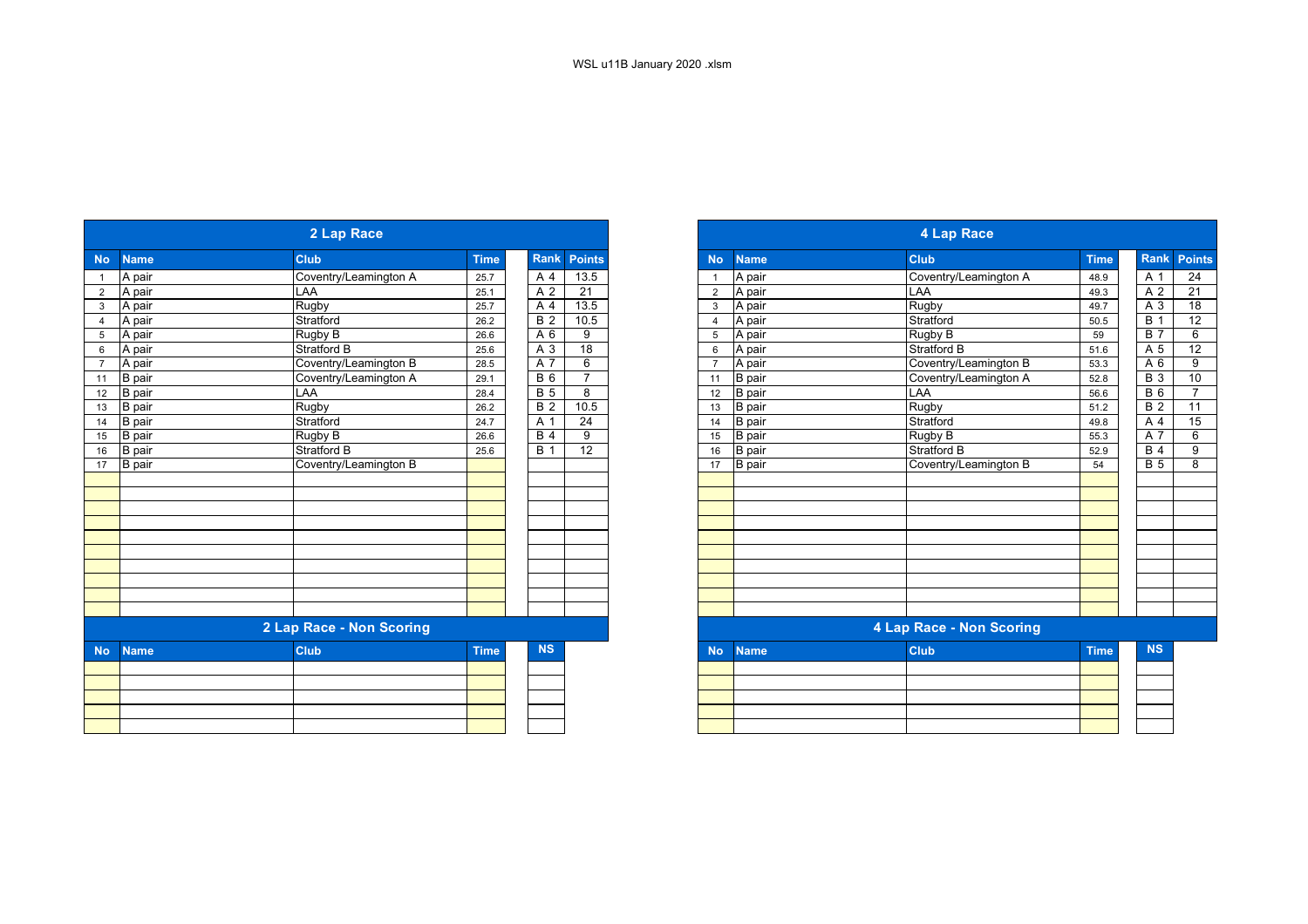WSL u11B January 2020 .xlsm

## 2 Lap Race

| No | Name | Club | Time | Rank | Points |
|---|---|---|---|---|---|
| 1 | A pair | Coventry/Leamington A | 25.7 | A 4 | 13.5 |
| 2 | A pair | LAA | 25.1 | A 2 | 21 |
| 3 | A pair | Rugby | 25.7 | A 4 | 13.5 |
| 4 | A pair | Stratford | 26.2 | B 2 | 10.5 |
| 5 | A pair | Rugby B | 26.6 | A 6 | 9 |
| 6 | A pair | Stratford B | 25.6 | A 3 | 18 |
| 7 | A pair | Coventry/Leamington B | 28.5 | A 7 | 6 |
| 11 | B pair | Coventry/Leamington A | 29.1 | B 6 | 7 |
| 12 | B pair | LAA | 28.4 | B 5 | 8 |
| 13 | B pair | Rugby | 26.2 | B 2 | 10.5 |
| 14 | B pair | Stratford | 24.7 | A 1 | 24 |
| 15 | B pair | Rugby B | 26.6 | B 4 | 9 |
| 16 | B pair | Stratford B | 25.6 | B 1 | 12 |
| 17 | B pair | Coventry/Leamington B | | | |

## 2 Lap Race - Non Scoring

| No | Name | Club | Time | NS |
|---|---|---|---|---|

## 4 Lap Race

| No | Name | Club | Time | Rank | Points |
|---|---|---|---|---|---|
| 1 | A pair | Coventry/Leamington A | 48.9 | A 1 | 24 |
| 2 | A pair | LAA | 49.3 | A 2 | 21 |
| 3 | A pair | Rugby | 49.7 | A 3 | 18 |
| 4 | A pair | Stratford | 50.5 | B 1 | 12 |
| 5 | A pair | Rugby B | 59 | B 7 | 6 |
| 6 | A pair | Stratford B | 51.6 | A 5 | 12 |
| 7 | A pair | Coventry/Leamington B | 53.3 | A 6 | 9 |
| 11 | B pair | Coventry/Leamington A | 52.8 | B 3 | 10 |
| 12 | B pair | LAA | 56.6 | B 6 | 7 |
| 13 | B pair | Rugby | 51.2 | B 2 | 11 |
| 14 | B pair | Stratford | 49.8 | A 4 | 15 |
| 15 | B pair | Rugby B | 55.3 | A 7 | 6 |
| 16 | B pair | Stratford B | 52.9 | B 4 | 9 |
| 17 | B pair | Coventry/Leamington B | 54 | B 5 | 8 |

## 4 Lap Race - Non Scoring

| No | Name | Club | Time | NS |
|---|---|---|---|---|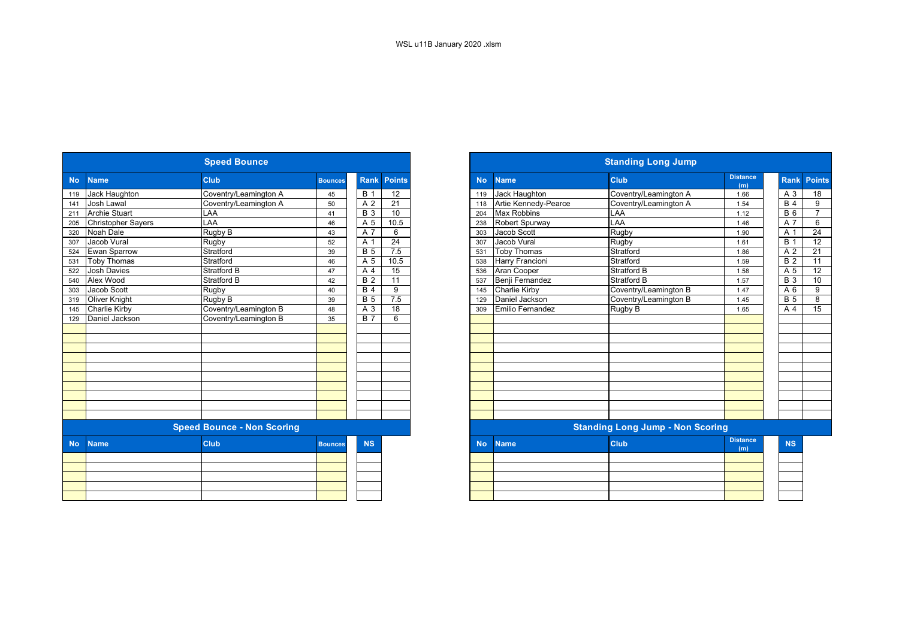WSL u11B January 2020 .xlsm

## Speed Bounce

| No | Name | Club | Bounces | Rank | Points |
|---|---|---|---|---|---|
| 119 | Jack Haughton | Coventry/Leamington A | 45 | B 1 | 12 |
| 141 | Josh Lawal | Coventry/Leamington A | 50 | A 2 | 21 |
| 211 | Archie Stuart | LAA | 41 | B 3 | 10 |
| 205 | Christopher Sayers | LAA | 46 | A 5 | 10.5 |
| 320 | Noah Dale | Rugby B | 43 | A 7 | 6 |
| 307 | Jacob Vural | Rugby | 52 | A 1 | 24 |
| 524 | Ewan Sparrow | Stratford | 39 | B 5 | 7.5 |
| 531 | Toby Thomas | Stratford | 46 | A 5 | 10.5 |
| 522 | Josh Davies | Stratford B | 47 | A 4 | 15 |
| 540 | Alex Wood | Stratford B | 42 | B 2 | 11 |
| 303 | Jacob Scott | Rugby | 40 | B 4 | 9 |
| 319 | Oliver Knight | Rugby B | 39 | B 5 | 7.5 |
| 145 | Charlie Kirby | Coventry/Leamington B | 48 | A 3 | 18 |
| 129 | Daniel Jackson | Coventry/Leamington B | 35 | B 7 | 6 |

## Speed Bounce - Non Scoring

| No | Name | Club | Bounces | NS |
|---|---|---|---|---|
| | | | | |

## Standing Long Jump

| No | Name | Club | Distance (m) | Rank | Points |
|---|---|---|---|---|---|
| 119 | Jack Haughton | Coventry/Leamington A | 1.66 | A 3 | 18 |
| 118 | Artie Kennedy-Pearce | Coventry/Leamington A | 1.54 | B 4 | 9 |
| 204 | Max Robbins | LAA | 1.12 | B 6 | 7 |
| 238 | Robert Spurway | LAA | 1.46 | A 7 | 6 |
| 303 | Jacob Scott | Rugby | 1.90 | A 1 | 24 |
| 307 | Jacob Vural | Rugby | 1.61 | B 1 | 12 |
| 531 | Toby Thomas | Stratford | 1.86 | A 2 | 21 |
| 538 | Harry Francioni | Stratford | 1.59 | B 2 | 11 |
| 536 | Aran Cooper | Stratford B | 1.58 | A 5 | 12 |
| 537 | Benji Fernandez | Stratford B | 1.57 | B 3 | 10 |
| 145 | Charlie Kirby | Coventry/Leamington B | 1.47 | A 6 | 9 |
| 129 | Daniel Jackson | Coventry/Leamington B | 1.45 | B 5 | 8 |
| 309 | Emilio Fernandez | Rugby B | 1.65 | A 4 | 15 |

## Standing Long Jump - Non Scoring

| No | Name | Club | Distance (m) | NS |
|---|---|---|---|---|
| | | | | |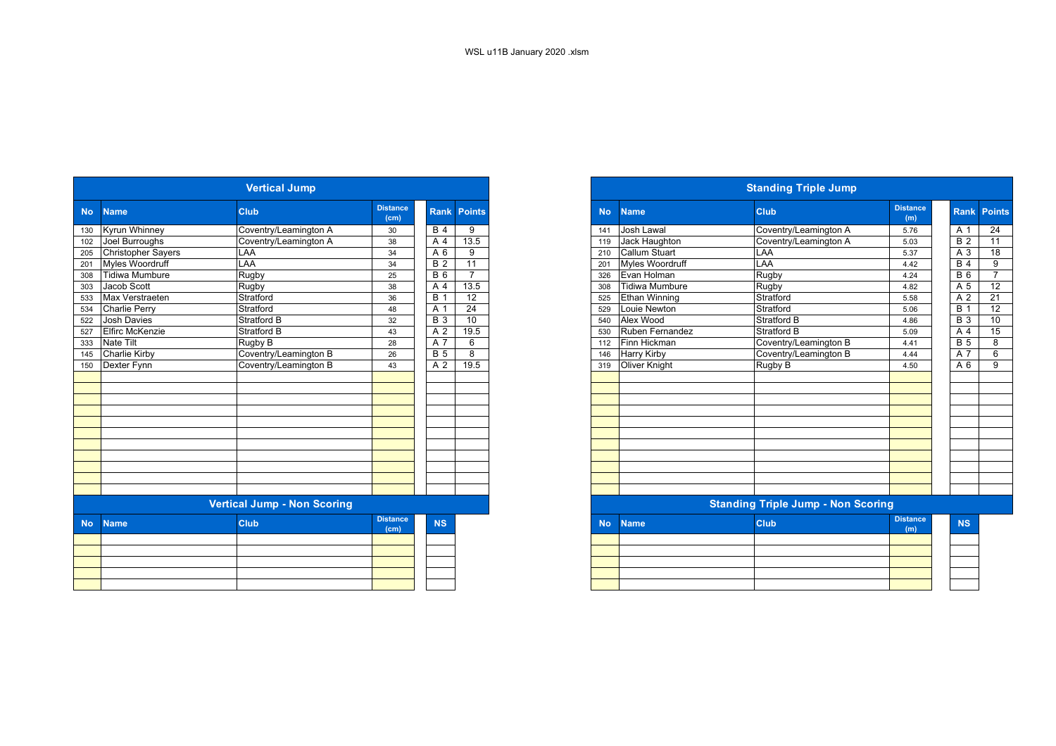WSL u11B January 2020 .xlsm

## Vertical Jump

| No | Name | Club | Distance (cm) | Rank | Points |
|---|---|---|---|---|---|
| 130 | Kyrun Whinney | Coventry/Leamington A | 30 | B 4 | 9 |
| 102 | Joel Burroughs | Coventry/Leamington A | 38 | A 4 | 13.5 |
| 205 | Christopher Sayers | LAA | 34 | A 6 | 9 |
| 201 | Myles Woordruff | LAA | 34 | B 2 | 11 |
| 308 | Tidiwa Mumbure | Rugby | 25 | B 6 | 7 |
| 303 | Jacob Scott | Rugby | 38 | A 4 | 13.5 |
| 533 | Max Verstraeten | Stratford | 36 | B 1 | 12 |
| 534 | Charlie Perry | Stratford | 48 | A 1 | 24 |
| 522 | Josh Davies | Stratford B | 32 | B 3 | 10 |
| 527 | Elfirc McKenzie | Stratford B | 43 | A 2 | 19.5 |
| 333 | Nate Tilt | Rugby B | 28 | A 7 | 6 |
| 145 | Charlie Kirby | Coventry/Leamington B | 26 | B 5 | 8 |
| 150 | Dexter Fynn | Coventry/Leamington B | 43 | A 2 | 19.5 |

## Vertical Jump - Non Scoring

| No | Name | Club | Distance (cm) | NS |
|---|---|---|---|---|
| | | | | |

## Standing Triple Jump

| No | Name | Club | Distance (m) | Rank | Points |
|---|---|---|---|---|---|
| 141 | Josh Lawal | Coventry/Leamington A | 5.76 | A 1 | 24 |
| 119 | Jack Haughton | Coventry/Leamington A | 5.03 | B 2 | 11 |
| 210 | Callum Stuart | LAA | 5.37 | A 3 | 18 |
| 201 | Myles Woordruff | LAA | 4.42 | B 4 | 9 |
| 326 | Evan Holman | Rugby | 4.24 | B 6 | 7 |
| 308 | Tidiwa Mumbure | Rugby | 4.82 | A 5 | 12 |
| 525 | Ethan Winning | Stratford | 5.58 | A 2 | 21 |
| 529 | Louie Newton | Stratford | 5.06 | B 1 | 12 |
| 540 | Alex Wood | Stratford B | 4.86 | B 3 | 10 |
| 530 | Ruben Fernandez | Stratford B | 5.09 | A 4 | 15 |
| 112 | Finn Hickman | Coventry/Leamington B | 4.41 | B 5 | 8 |
| 146 | Harry Kirby | Coventry/Leamington B | 4.44 | A 7 | 6 |
| 319 | Oliver Knight | Rugby B | 4.50 | A 6 | 9 |

## Standing Triple Jump - Non Scoring

| No | Name | Club | Distance (m) | NS |
|---|---|---|---|---|
| | | | | |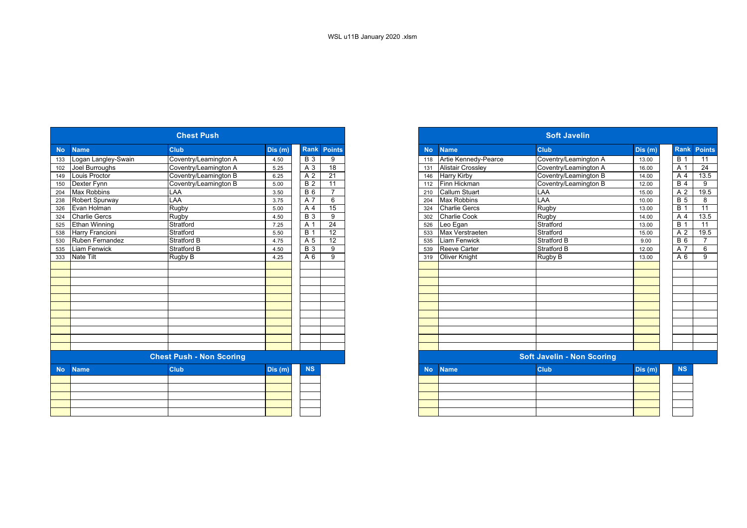WSL u11B January 2020 .xlsm

## Chest Push

| No | Name | Club | Dis (m) | Rank | Points |
|---|---|---|---|---|---|
| 133 | Logan Langley-Swain | Coventry/Leamington A | 4.50 | B 3 | 9 |
| 102 | Joel Burroughs | Coventry/Leamington A | 5.25 | A 3 | 18 |
| 149 | Louis Proctor | Coventry/Leamington B | 6.25 | A 2 | 21 |
| 150 | Dexter Fynn | Coventry/Leamington B | 5.00 | B 2 | 11 |
| 204 | Max Robbins | LAA | 3.50 | B 6 | 7 |
| 238 | Robert Spurway | LAA | 3.75 | A 7 | 6 |
| 326 | Evan Holman | Rugby | 5.00 | A 4 | 15 |
| 324 | Charlie Gercs | Rugby | 4.50 | B 3 | 9 |
| 525 | Ethan Winning | Stratford | 7.25 | A 1 | 24 |
| 538 | Harry Francioni | Stratford | 5.50 | B 1 | 12 |
| 530 | Ruben Fernandez | Stratford B | 4.75 | A 5 | 12 |
| 535 | Liam Fenwick | Stratford B | 4.50 | B 3 | 9 |
| 333 | Nate Tilt | Rugby B | 4.25 | A 6 | 9 |

## Chest Push - Non Scoring

| No | Name | Club | Dis (m) | NS |
|---|---|---|---|---|
| | | | | |

## Soft Javelin

| No | Name | Club | Dis (m) | Rank | Points |
|---|---|---|---|---|---|
| 118 | Artie Kennedy-Pearce | Coventry/Leamington A | 13.00 | B 1 | 11 |
| 131 | Alistair Crossley | Coventry/Leamington A | 16.00 | A 1 | 24 |
| 146 | Harry Kirby | Coventry/Leamington B | 14.00 | A 4 | 13.5 |
| 112 | Finn Hickman | Coventry/Leamington B | 12.00 | B 4 | 9 |
| 210 | Callum Stuart | LAA | 15.00 | A 2 | 19.5 |
| 204 | Max Robbins | LAA | 10.00 | B 5 | 8 |
| 324 | Charlie Gercs | Rugby | 13.00 | B 1 | 11 |
| 302 | Charlie Cook | Rugby | 14.00 | A 4 | 13.5 |
| 526 | Leo Egan | Stratford | 13.00 | B 1 | 11 |
| 533 | Max Verstraeten | Stratford | 15.00 | A 2 | 19.5 |
| 535 | Liam Fenwick | Stratford B | 9.00 | B 6 | 7 |
| 539 | Reeve Carter | Stratford B | 12.00 | A 7 | 6 |
| 319 | Oliver Knight | Rugby B | 13.00 | A 6 | 9 |

## Soft Javelin - Non Scoring

| No | Name | Club | Dis (m) | NS |
|---|---|---|---|---|
| | | | | |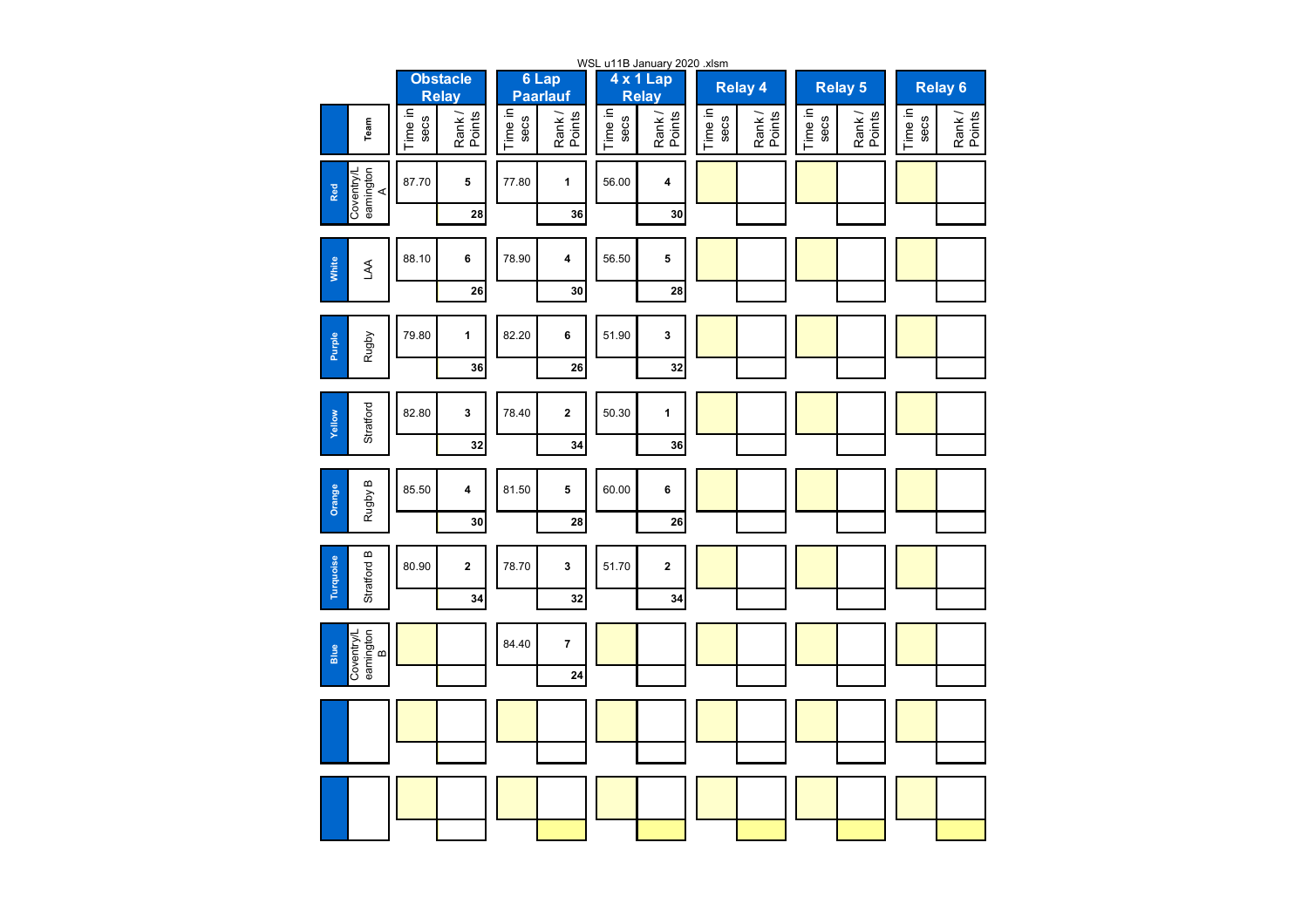WSL u11B January 2020 .xlsm

| | Team | Obstacle Relay | | 6 Lap Paarlauf | | 4 x 1 Lap Relay | | Relay 4 | | Relay 5 | | Relay 6 | |
|---|---|---|---|---|---|---|---|---|---|---|---|---|---|
| | | Time in secs | Rank / Points | Time in secs | Rank / Points | Time in secs | Rank / Points | Time in secs | Rank / Points | Time in secs | Rank / Points | Time in secs | Rank / Points |
| Red | Coventry/Leamington A | 87.70 | 5 | 77.80 | 1 | 56.00 | 4 | | | | | | |
| | | | 28 | | 36 | | 30 | | | | | | |
| White | LAA | 88.10 | 6 | 78.90 | 4 | 56.50 | 5 | | | | | | |
| | | | 26 | | 30 | | 28 | | | | | | |
| Purple | Rugby | 79.80 | 1 | 82.20 | 6 | 51.90 | 3 | | | | | | |
| | | | 36 | | 26 | | 32 | | | | | | |
| Yellow | Stratford | 82.80 | 3 | 78.40 | 2 | 50.30 | 1 | | | | | | |
| | | | 32 | | 34 | | 36 | | | | | | |
| Orange | Rugby B | 85.50 | 4 | 81.50 | 5 | 60.00 | 6 | | | | | | |
| | | | 30 | | 28 | | 26 | | | | | | |
| Turquoise | Stratford B | 80.90 | 2 | 78.70 | 3 | 51.70 | 2 | | | | | | |
| | | | 34 | | 32 | | 34 | | | | | | |
| Blue | Coventry/Leamington B | | | 84.40 | 7 | | | | | | | | |
| | | | | | 24 | | | | | | | | |
| | | | | | | | | | | | | | |
| | | | | | | | | | | | | | |
| | | | | | | | | | | | | | |
| | | | | | | | | | | | | | |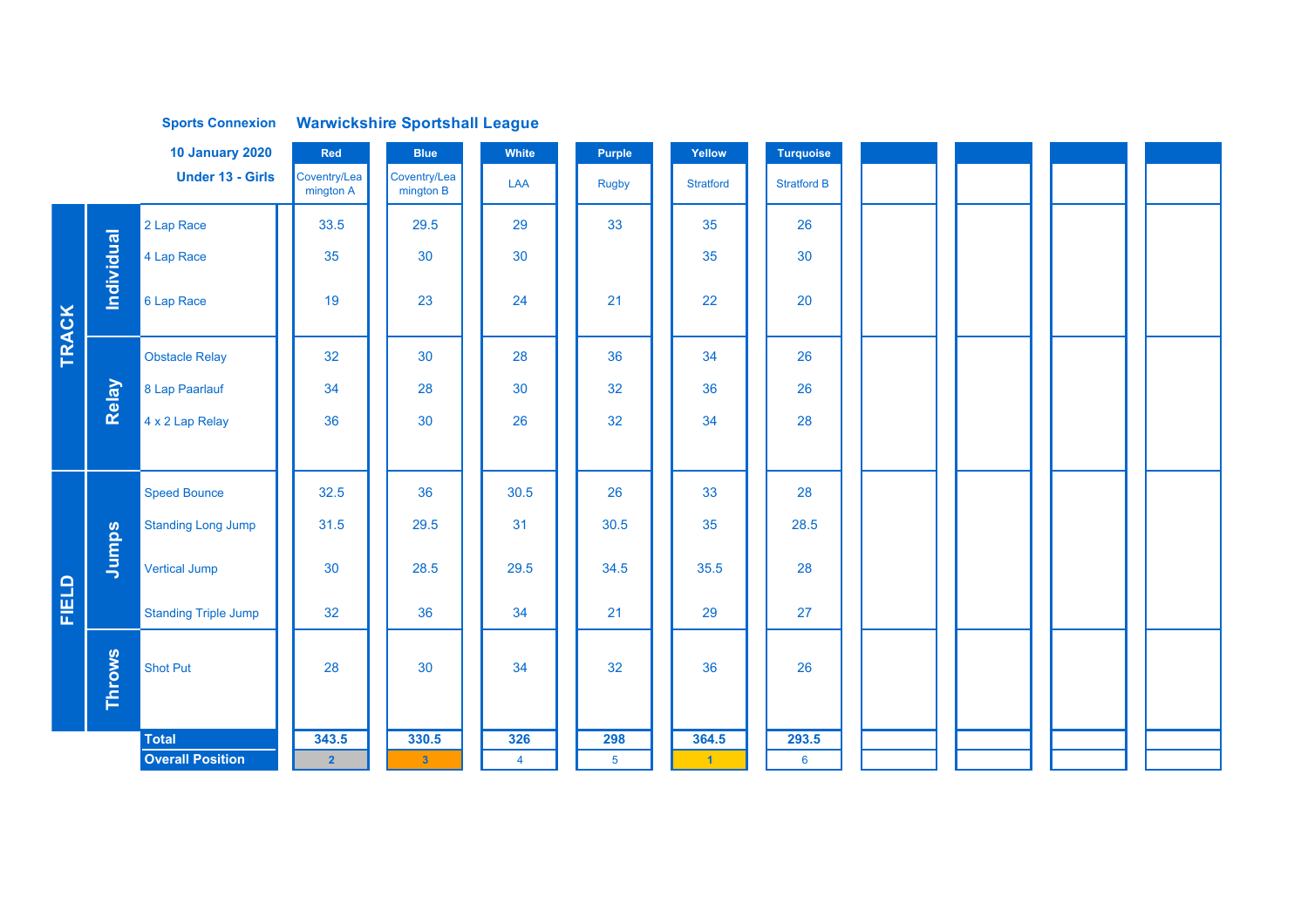**Sports Connexion** **Warwickshire Sportshall League**

**10 January 2020**

**Under 13 - Girls**

| | | | Red | Blue | White | Purple | Yellow | Turquoise | | | | |
|---|---|---|---|---|---|---|---|---|---|---|---|---|
| | | | Coventry/Leamington A | Coventry/Leamington B | LAA | Rugby | Stratford | Stratford B | | | | |
| TRACK | Individual | 2 Lap Race | 33.5 | 29.5 | 29 | 33 | 35 | 26 | | | | |
| | | 4 Lap Race | 35 | 30 | 30 | | 35 | 30 | | | | |
| | | 6 Lap Race | 19 | 23 | 24 | 21 | 22 | 20 | | | | |
| | Relay | Obstacle Relay | 32 | 30 | 28 | 36 | 34 | 26 | | | | |
| | | 8 Lap Paarlauf | 34 | 28 | 30 | 32 | 36 | 26 | | | | |
| | | 4 x 2 Lap Relay | 36 | 30 | 26 | 32 | 34 | 28 | | | | |
| FIELD | Jumps | Speed Bounce | 32.5 | 36 | 30.5 | 26 | 33 | 28 | | | | |
| | | Standing Long Jump | 31.5 | 29.5 | 31 | 30.5 | 35 | 28.5 | | | | |
| | | Vertical Jump | 30 | 28.5 | 29.5 | 34.5 | 35.5 | 28 | | | | |
| | | Standing Triple Jump | 32 | 36 | 34 | 21 | 29 | 27 | | | | |
| | Throws | Shot Put | 28 | 30 | 34 | 32 | 36 | 26 | | | | |
| | | **Total** | **343.5** | **330.5** | **326** | **298** | **364.5** | **293.5** | | | | |
| | | **Overall Position** | 2 | 3 | 4 | 5 | 1 | 6 | | | | |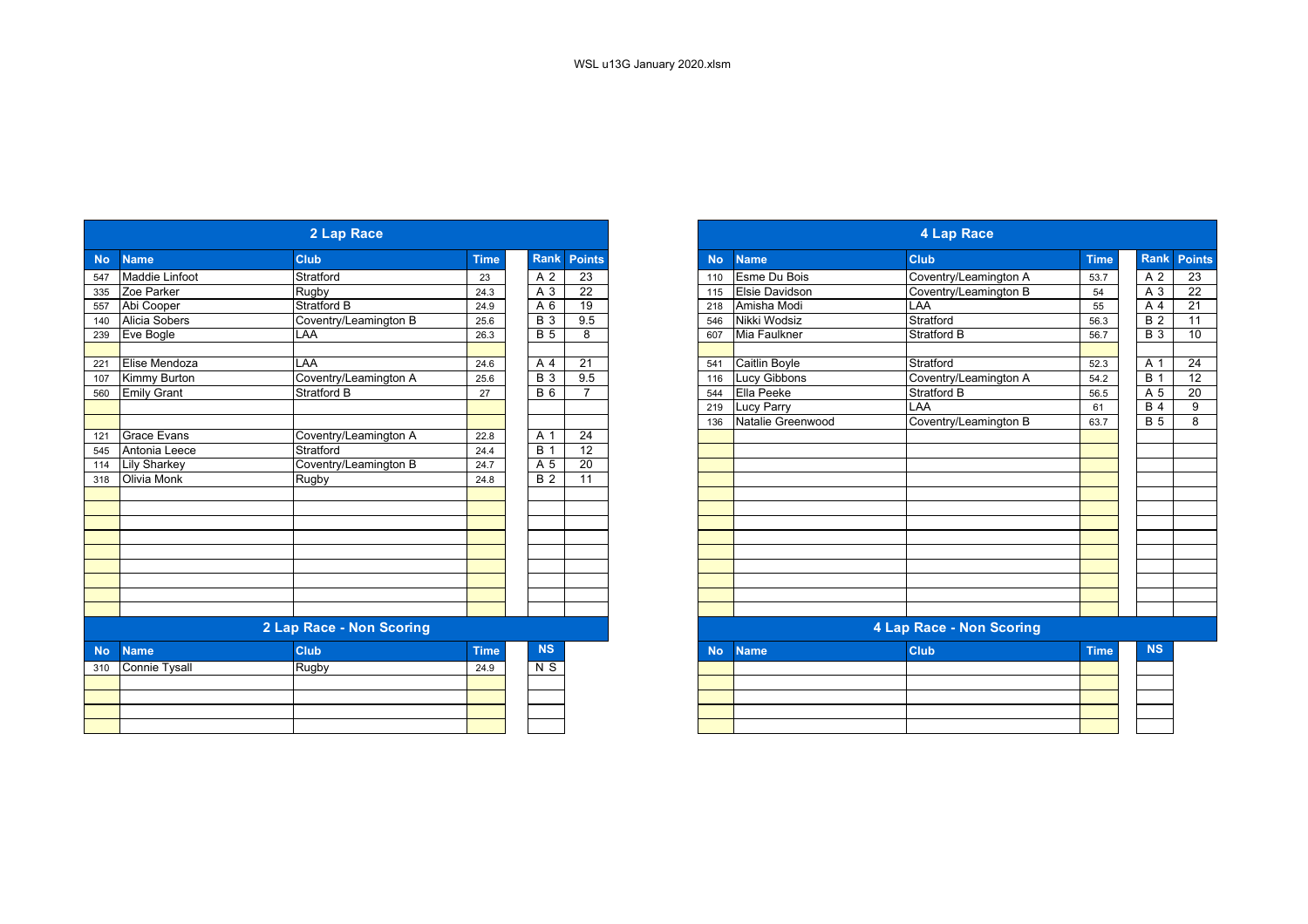WSL u13G January 2020.xlsm

## 2 Lap Race

| No | Name | Club | Time | Rank | Points |
|---|---|---|---|---|---|
| 547 | Maddie Linfoot | Stratford | 23 | A 2 | 23 |
| 335 | Zoe Parker | Rugby | 24.3 | A 3 | 22 |
| 557 | Abi Cooper | Stratford B | 24.9 | A 6 | 19 |
| 140 | Alicia Sobers | Coventry/Leamington B | 25.6 | B 3 | 9.5 |
| 239 | Eve Bogle | LAA | 26.3 | B 5 | 8 |
| | | | | | |
| 221 | Elise Mendoza | LAA | 24.6 | A 4 | 21 |
| 107 | Kimmy Burton | Coventry/Leamington A | 25.6 | B 3 | 9.5 |
| 560 | Emily Grant | Stratford B | 27 | B 6 | 7 |
| | | | | | |
| | | | | | |
| 121 | Grace Evans | Coventry/Leamington A | 22.8 | A 1 | 24 |
| 545 | Antonia Leece | Stratford | 24.4 | B 1 | 12 |
| 114 | Lily Sharkey | Coventry/Leamington B | 24.7 | A 5 | 20 |
| 318 | Olivia Monk | Rugby | 24.8 | B 2 | 11 |

## 2 Lap Race - Non Scoring

| No | Name | Club | Time | NS |
|---|---|---|---|---|
| 310 | Connie Tysall | Rugby | 24.9 | N S |

## 4 Lap Race

| No | Name | Club | Time | Rank | Points |
|---|---|---|---|---|---|
| 110 | Esme Du Bois | Coventry/Leamington A | 53.7 | A 2 | 23 |
| 115 | Elsie Davidson | Coventry/Leamington B | 54 | A 3 | 22 |
| 218 | Amisha Modi | LAA | 55 | A 4 | 21 |
| 546 | Nikki Wodsiz | Stratford | 56.3 | B 2 | 11 |
| 607 | Mia Faulkner | Stratford B | 56.7 | B 3 | 10 |
| | | | | | |
| 541 | Caitlin Boyle | Stratford | 52.3 | A 1 | 24 |
| 116 | Lucy Gibbons | Coventry/Leamington A | 54.2 | B 1 | 12 |
| 544 | Ella Peeke | Stratford B | 56.5 | A 5 | 20 |
| 219 | Lucy Parry | LAA | 61 | B 4 | 9 |
| 136 | Natalie Greenwood | Coventry/Leamington B | 63.7 | B 5 | 8 |

## 4 Lap Race - Non Scoring

| No | Name | Club | Time | NS |
|---|---|---|---|---|
| | | | | |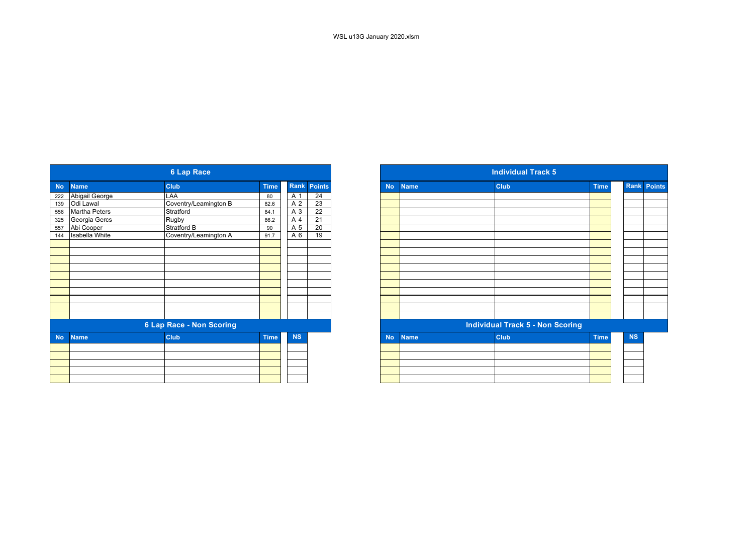WSL u13G January 2020.xlsm

## 6 Lap Race

| No | Name | Club | Time | Rank | Points |
|---|---|---|---|---|---|
| 222 | Abigail George | LAA | 80 | A 1 | 24 |
| 139 | Odi Lawal | Coventry/Leamington B | 82.6 | A 2 | 23 |
| 556 | Martha Peters | Stratford | 84.1 | A 3 | 22 |
| 325 | Georgia Gercs | Rugby | 86.2 | A 4 | 21 |
| 557 | Abi Cooper | Stratford B | 90 | A 5 | 20 |
| 144 | Isabella White | Coventry/Leamington A | 91.7 | A 6 | 19 |

## 6 Lap Race - Non Scoring

| No | Name | Club | Time | NS |
|---|---|---|---|---|

## Individual Track 5

| No | Name | Club | Time | Rank | Points |
|---|---|---|---|---|---|

## Individual Track 5 - Non Scoring

| No | Name | Club | Time | NS |
|---|---|---|---|---|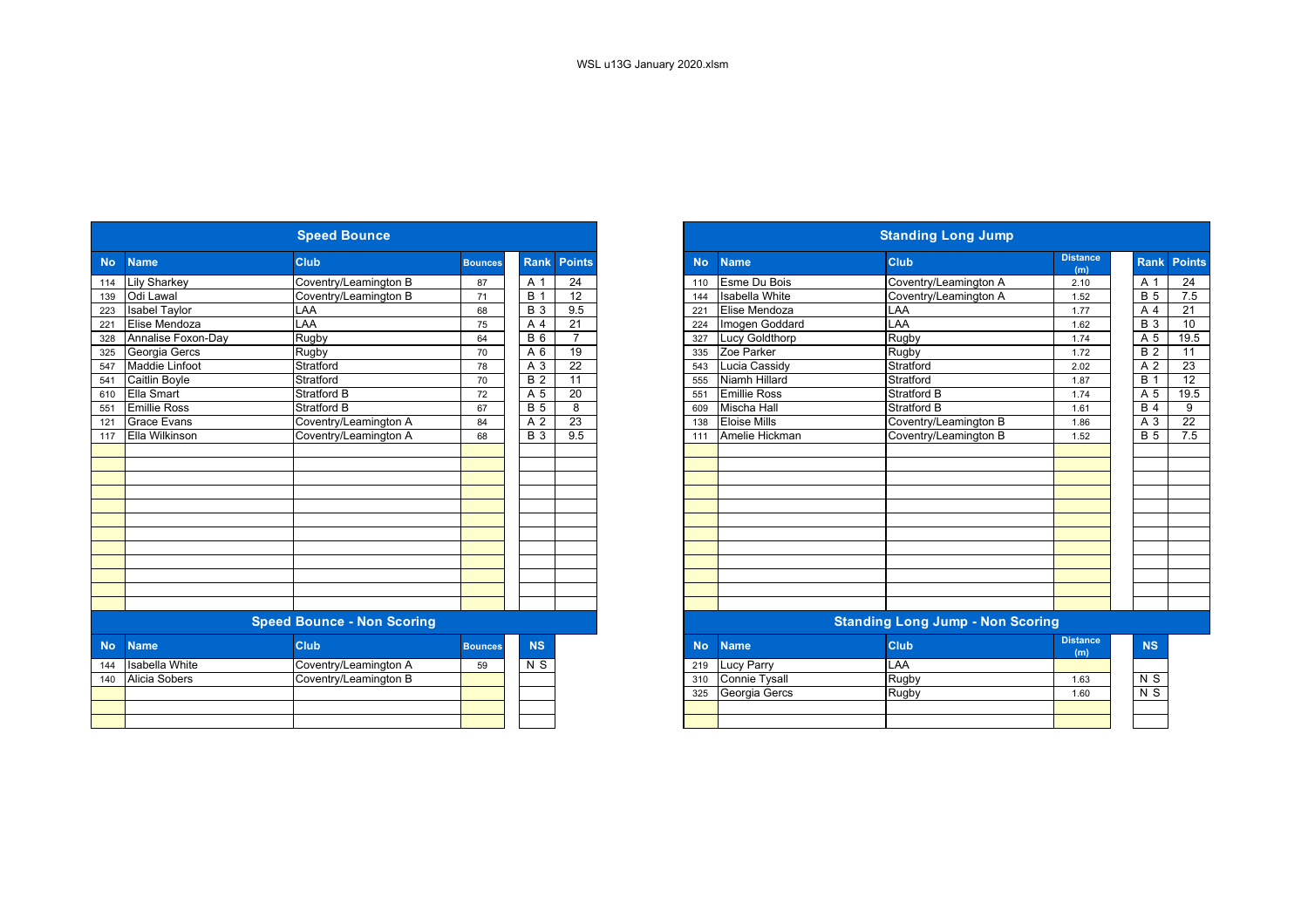WSL u13G January 2020.xlsx

## Speed Bounce

| No | Name | Club | Bounces | Rank | Points |
|---|---|---|---|---|---|
| 114 | Lily Sharkey | Coventry/Leamington B | 87 | A 1 | 24 |
| 139 | Odi Lawal | Coventry/Leamington B | 71 | B 1 | 12 |
| 223 | Isabel Taylor | LAA | 68 | B 3 | 9.5 |
| 221 | Elise Mendoza | LAA | 75 | A 4 | 21 |
| 328 | Annalise Foxon-Day | Rugby | 64 | B 6 | 7 |
| 325 | Georgia Gercs | Rugby | 70 | A 6 | 19 |
| 547 | Maddie Linfoot | Stratford | 78 | A 3 | 22 |
| 541 | Caitlin Boyle | Stratford | 70 | B 2 | 11 |
| 610 | Ella Smart | Stratford B | 72 | A 5 | 20 |
| 551 | Emillie Ross | Stratford B | 67 | B 5 | 8 |
| 121 | Grace Evans | Coventry/Leamington A | 84 | A 2 | 23 |
| 117 | Ella Wilkinson | Coventry/Leamington A | 68 | B 3 | 9.5 |

## Speed Bounce - Non Scoring

| No | Name | Club | Bounces | NS |
|---|---|---|---|---|
| 144 | Isabella White | Coventry/Leamington A | 59 | N S |
| 140 | Alicia Sobers | Coventry/Leamington B | | |

## Standing Long Jump

| No | Name | Club | Distance (m) | Rank | Points |
|---|---|---|---|---|---|
| 110 | Esme Du Bois | Coventry/Leamington A | 2.10 | A 1 | 24 |
| 144 | Isabella White | Coventry/Leamington A | 1.52 | B 5 | 7.5 |
| 221 | Elise Mendoza | LAA | 1.77 | A 4 | 21 |
| 224 | Imogen Goddard | LAA | 1.62 | B 3 | 10 |
| 327 | Lucy Goldthorp | Rugby | 1.74 | A 5 | 19.5 |
| 335 | Zoe Parker | Rugby | 1.72 | B 2 | 11 |
| 543 | Lucia Cassidy | Stratford | 2.02 | A 2 | 23 |
| 555 | Niamh Hillard | Stratford | 1.87 | B 1 | 12 |
| 551 | Emillie Ross | Stratford B | 1.74 | A 5 | 19.5 |
| 609 | Mischa Hall | Stratford B | 1.61 | B 4 | 9 |
| 138 | Eloise Mills | Coventry/Leamington B | 1.86 | A 3 | 22 |
| 111 | Amelie Hickman | Coventry/Leamington B | 1.52 | B 5 | 7.5 |

## Standing Long Jump - Non Scoring

| No | Name | Club | Distance (m) | NS |
|---|---|---|---|---|
| 219 | Lucy Parry | LAA | | |
| 310 | Connie Tysall | Rugby | 1.63 | N S |
| 325 | Georgia Gercs | Rugby | 1.60 | N S |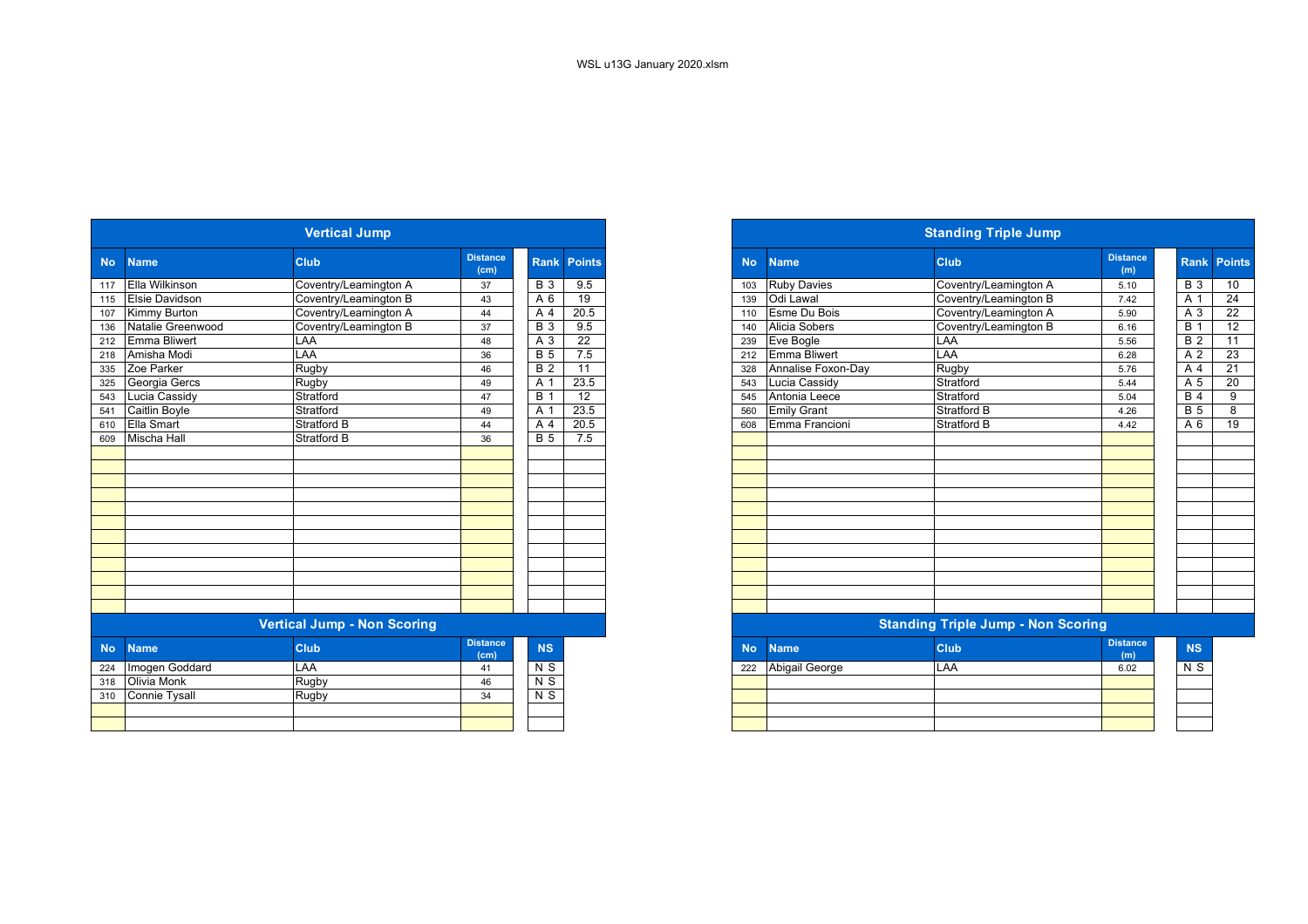WSL u13G January 2020.xlsm

## Vertical Jump

| No | Name | Club | Distance (cm) | Rank | Points |
|---|---|---|---|---|---|
| 117 | Ella Wilkinson | Coventry/Leamington A | 37 | B 3 | 9.5 |
| 115 | Elsie Davidson | Coventry/Leamington B | 43 | A 6 | 19 |
| 107 | Kimmy Burton | Coventry/Leamington A | 44 | A 4 | 20.5 |
| 136 | Natalie Greenwood | Coventry/Leamington B | 37 | B 3 | 9.5 |
| 212 | Emma Bliwert | LAA | 48 | A 3 | 22 |
| 218 | Amisha Modi | LAA | 36 | B 5 | 7.5 |
| 335 | Zoe Parker | Rugby | 46 | B 2 | 11 |
| 325 | Georgia Gercs | Rugby | 49 | A 1 | 23.5 |
| 543 | Lucia Cassidy | Stratford | 47 | B 1 | 12 |
| 541 | Caitlin Boyle | Stratford | 49 | A 1 | 23.5 |
| 610 | Ella Smart | Stratford B | 44 | A 4 | 20.5 |
| 609 | Mischa Hall | Stratford B | 36 | B 5 | 7.5 |

## Vertical Jump - Non Scoring

| No | Name | Club | Distance (cm) | NS |
|---|---|---|---|---|
| 224 | Imogen Goddard | LAA | 41 | N S |
| 318 | Olivia Monk | Rugby | 46 | N S |
| 310 | Connie Tysall | Rugby | 34 | N S |

## Standing Triple Jump

| No | Name | Club | Distance (m) | Rank | Points |
|---|---|---|---|---|---|
| 103 | Ruby Davies | Coventry/Leamington A | 5.10 | B 3 | 10 |
| 139 | Odi Lawal | Coventry/Leamington B | 7.42 | A 1 | 24 |
| 110 | Esme Du Bois | Coventry/Leamington A | 5.90 | A 3 | 22 |
| 140 | Alicia Sobers | Coventry/Leamington B | 6.16 | B 1 | 12 |
| 239 | Eve Bogle | LAA | 5.56 | B 2 | 11 |
| 212 | Emma Bliwert | LAA | 6.28 | A 2 | 23 |
| 328 | Annalise Foxon-Day | Rugby | 5.76 | A 4 | 21 |
| 543 | Lucia Cassidy | Stratford | 5.44 | A 5 | 20 |
| 545 | Antonia Leece | Stratford | 5.04 | B 4 | 9 |
| 560 | Emily Grant | Stratford B | 4.26 | B 5 | 8 |
| 608 | Emma Francioni | Stratford B | 4.42 | A 6 | 19 |

## Standing Triple Jump - Non Scoring

| No | Name | Club | Distance (m) | NS |
|---|---|---|---|---|
| 222 | Abigail George | LAA | 6.02 | N S |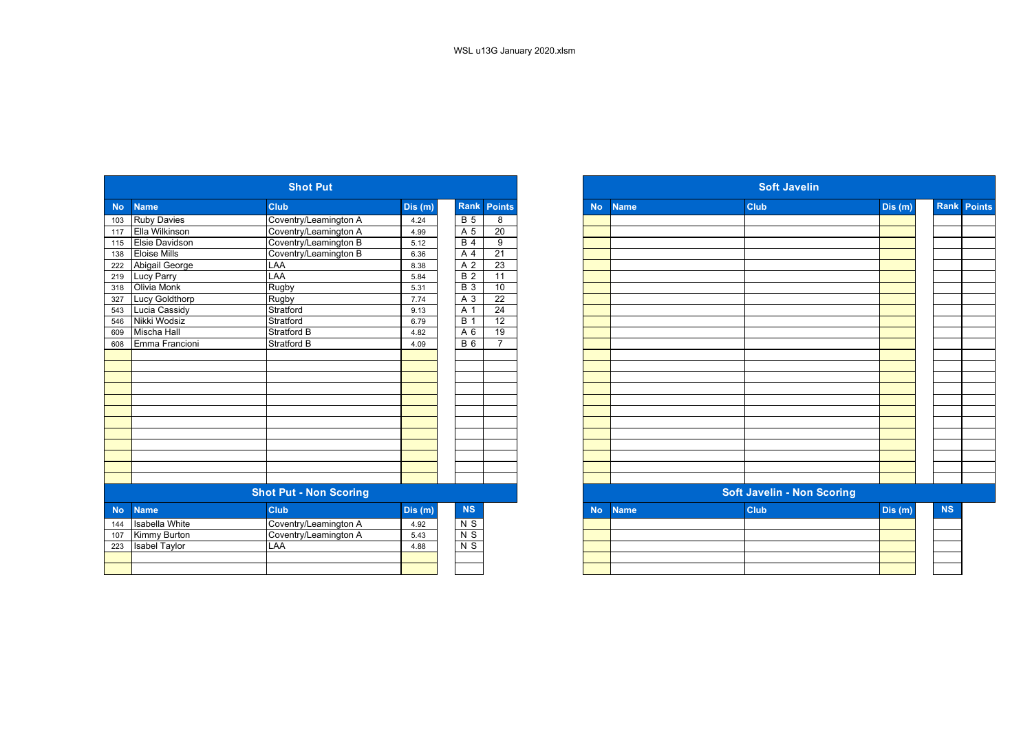WSL u13G January 2020.xlsm

## Shot Put

| No | Name | Club | Dis (m) | Rank | Points |
|---|---|---|---|---|---|
| 103 | Ruby Davies | Coventry/Leamington A | 4.24 | B 5 | 8 |
| 117 | Ella Wilkinson | Coventry/Leamington A | 4.99 | A 5 | 20 |
| 115 | Elsie Davidson | Coventry/Leamington B | 5.12 | B 4 | 9 |
| 138 | Eloise Mills | Coventry/Leamington B | 6.36 | A 4 | 21 |
| 222 | Abigail George | LAA | 8.38 | A 2 | 23 |
| 219 | Lucy Parry | LAA | 5.84 | B 2 | 11 |
| 318 | Olivia Monk | Rugby | 5.31 | B 3 | 10 |
| 327 | Lucy Goldthorp | Rugby | 7.74 | A 3 | 22 |
| 543 | Lucia Cassidy | Stratford | 9.13 | A 1 | 24 |
| 546 | Nikki Wodsiz | Stratford | 6.79 | B 1 | 12 |
| 609 | Mischa Hall | Stratford B | 4.82 | A 6 | 19 |
| 608 | Emma Francioni | Stratford B | 4.09 | B 6 | 7 |

## Shot Put - Non Scoring

| No | Name | Club | Dis (m) | NS |
|---|---|---|---|---|
| 144 | Isabella White | Coventry/Leamington A | 4.92 | N S |
| 107 | Kimmy Burton | Coventry/Leamington A | 5.43 | N S |
| 223 | Isabel Taylor | LAA | 4.88 | N S |

## Soft Javelin

| No | Name | Club | Dis (m) | Rank | Points |
|---|---|---|---|---|---|

## Soft Javelin - Non Scoring

| No | Name | Club | Dis (m) | NS |
|---|---|---|---|---|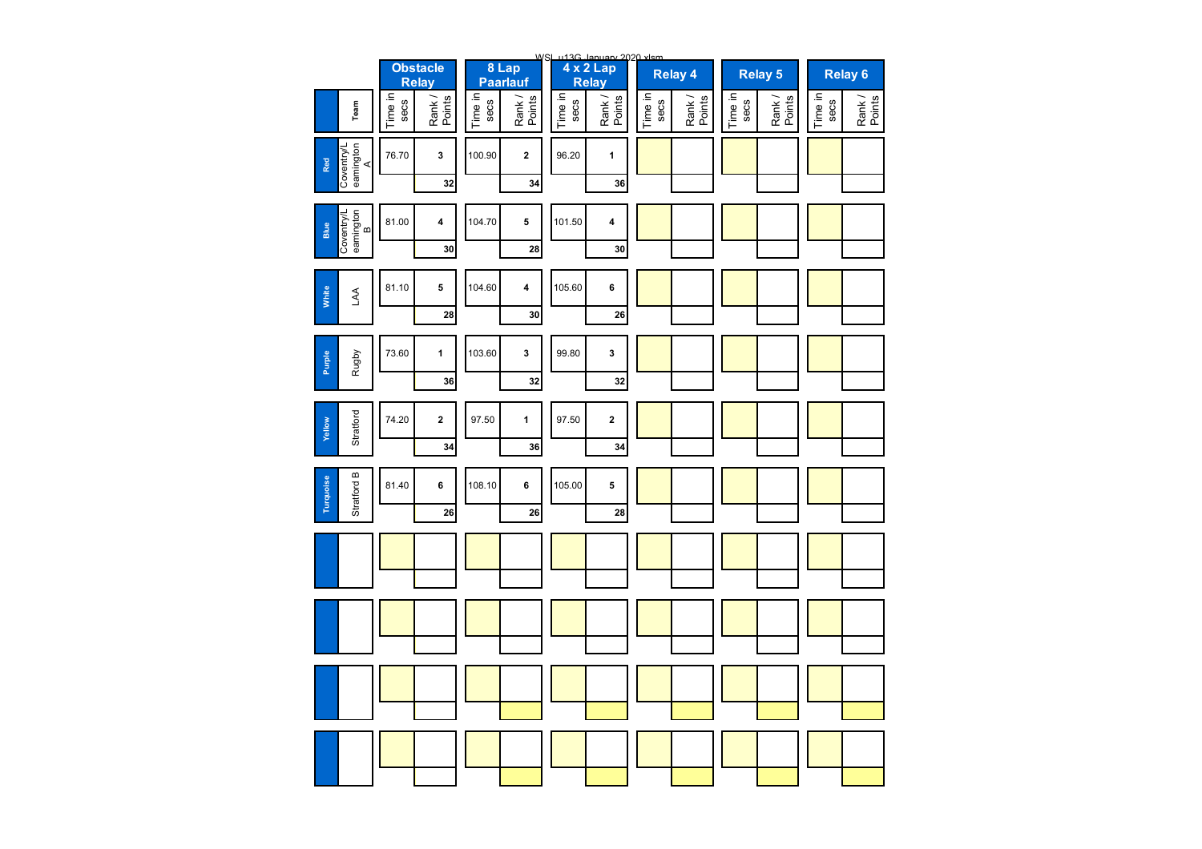WSL u13G January 2020.xlsm

| | Team | Obstacle Relay | | 8 Lap Paarlauf | | 4 x 2 Lap Relay | | Relay 4 | | Relay 5 | | Relay 6 | |
|---|---|---|---|---|---|---|---|---|---|---|---|---|---|
| | | Time in secs | Rank / Points | Time in secs | Rank / Points | Time in secs | Rank / Points | Time in secs | Rank / Points | Time in secs | Rank / Points | Time in secs | Rank / Points |
| Red | Coventry/Leamington A | 76.70 | 3 | 100.90 | 2 | 96.20 | 1 | | | | | | |
| | | | 32 | | 34 | | 36 | | | | | | |
| Blue | Coventry/Leamington B | 81.00 | 4 | 104.70 | 5 | 101.50 | 4 | | | | | | |
| | | | 30 | | 28 | | 30 | | | | | | |
| White | LAA | 81.10 | 5 | 104.60 | 4 | 105.60 | 6 | | | | | | |
| | | | 28 | | 30 | | 26 | | | | | | |
| Purple | Rugby | 73.60 | 1 | 103.60 | 3 | 99.80 | 3 | | | | | | |
| | | | 36 | | 32 | | 32 | | | | | | |
| Yellow | Stratford | 74.20 | 2 | 97.50 | 1 | 97.50 | 2 | | | | | | |
| | | | 34 | | 36 | | 34 | | | | | | |
| Turquoise | Stratford B | 81.40 | 6 | 108.10 | 6 | 105.00 | 5 | | | | | | |
| | | | 26 | | 26 | | 28 | | | | | | |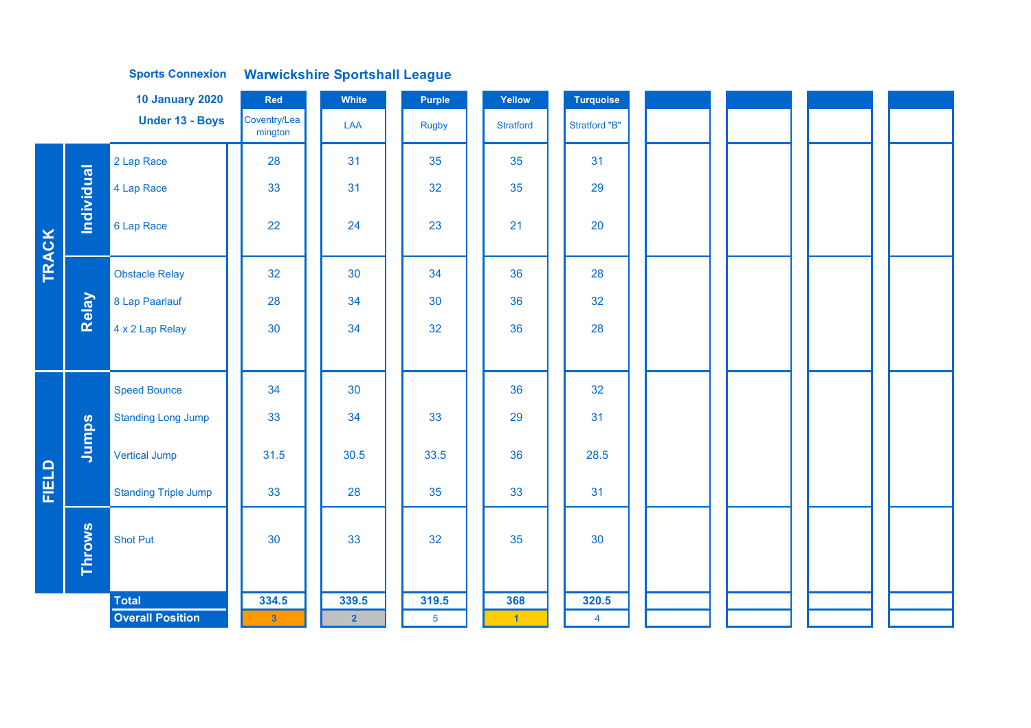**Sports Connexion** **Warwickshire Sportshall League**

**10 January 2020**

**Under 13 - Boys**

| | | | Red | White | Purple | Yellow | Turquoise | | | | |
|---|---|---|---|---|---|---|---|---|---|---|---|
| | | | Coventry/Leamington | LAA | Rugby | Stratford | Stratford "B" | | | | |
| TRACK | Individual | 2 Lap Race | 28 | 31 | 35 | 35 | 31 | | | | |
| | | 4 Lap Race | 33 | 31 | 32 | 35 | 29 | | | | |
| | | 6 Lap Race | 22 | 24 | 23 | 21 | 20 | | | | |
| | Relay | Obstacle Relay | 32 | 30 | 34 | 36 | 28 | | | | |
| | | 8 Lap Paarlauf | 28 | 34 | 30 | 36 | 32 | | | | |
| | | 4 x 2 Lap Relay | 30 | 34 | 32 | 36 | 28 | | | | |
| FIELD | Jumps | Speed Bounce | 34 | 30 | | 36 | 32 | | | | |
| | | Standing Long Jump | 33 | 34 | 33 | 29 | 31 | | | | |
| | | Vertical Jump | 31.5 | 30.5 | 33.5 | 36 | 28.5 | | | | |
| | | Standing Triple Jump | 33 | 28 | 35 | 33 | 31 | | | | |
| | Throws | Shot Put | 30 | 33 | 32 | 35 | 30 | | | | |
| | | **Total** | **334.5** | **339.5** | **319.5** | **368** | **320.5** | | | | |
| | | **Overall Position** | 3 | 2 | 5 | 1 | 4 | | | | |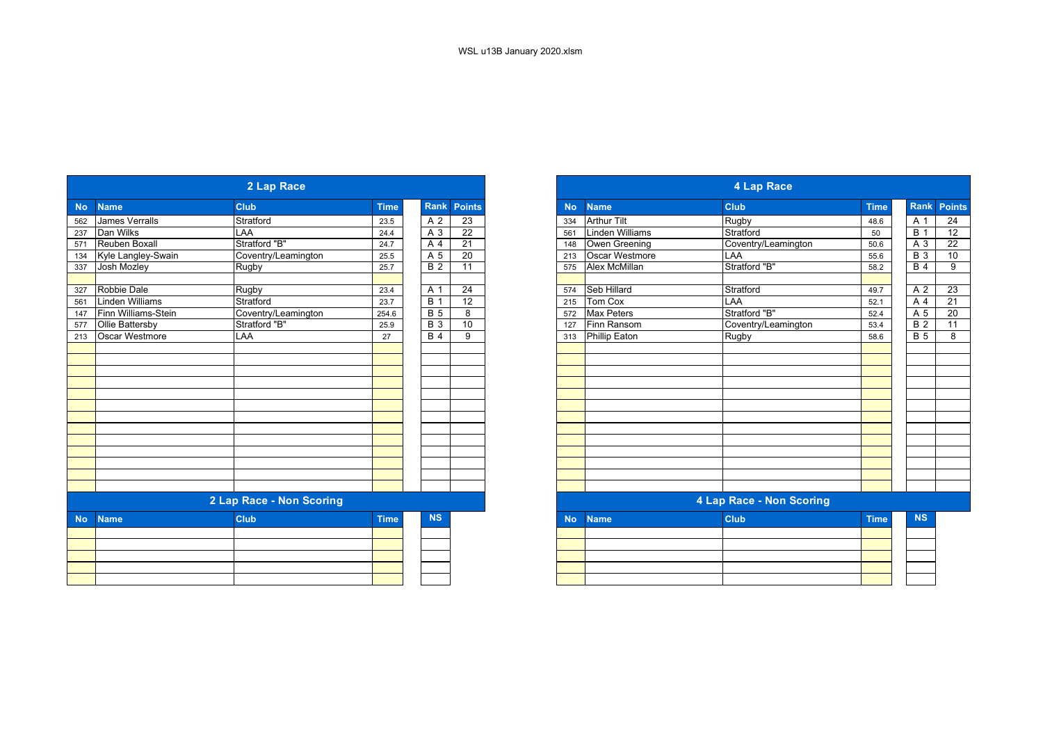WSL u13B January 2020.xlsm

## 2 Lap Race

| No | Name | Club | Time | Rank | Points |
|---|---|---|---|---|---|
| 562 | James Verralls | Stratford | 23.5 | A 2 | 23 |
| 237 | Dan Wilks | LAA | 24.4 | A 3 | 22 |
| 571 | Reuben Boxall | Stratford "B" | 24.7 | A 4 | 21 |
| 134 | Kyle Langley-Swain | Coventry/Leamington | 25.5 | A 5 | 20 |
| 337 | Josh Mozley | Rugby | 25.7 | B 2 | 11 |
| | | | | | |
| 327 | Robbie Dale | Rugby | 23.4 | A 1 | 24 |
| 561 | Linden Williams | Stratford | 23.7 | B 1 | 12 |
| 147 | Finn Williams-Stein | Coventry/Leamington | 254.6 | B 5 | 8 |
| 577 | Ollie Battersby | Stratford "B" | 25.9 | B 3 | 10 |
| 213 | Oscar Westmore | LAA | 27 | B 4 | 9 |

## 2 Lap Race - Non Scoring

| No | Name | Club | Time | NS |
|---|---|---|---|---|
| | | | | |

## 4 Lap Race

| No | Name | Club | Time | Rank | Points |
|---|---|---|---|---|---|
| 334 | Arthur Tilt | Rugby | 48.6 | A 1 | 24 |
| 561 | Linden Williams | Stratford | 50 | B 1 | 12 |
| 148 | Owen Greening | Coventry/Leamington | 50.6 | A 3 | 22 |
| 213 | Oscar Westmore | LAA | 55.6 | B 3 | 10 |
| 575 | Alex McMillan | Stratford "B" | 58.2 | B 4 | 9 |
| | | | | | |
| 574 | Seb Hillard | Stratford | 49.7 | A 2 | 23 |
| 215 | Tom Cox | LAA | 52.1 | A 4 | 21 |
| 572 | Max Peters | Stratford "B" | 52.4 | A 5 | 20 |
| 127 | Finn Ransom | Coventry/Leamington | 53.4 | B 2 | 11 |
| 313 | Phillip Eaton | Rugby | 58.6 | B 5 | 8 |

## 4 Lap Race - Non Scoring

| No | Name | Club | Time | NS |
|---|---|---|---|---|
| | | | | |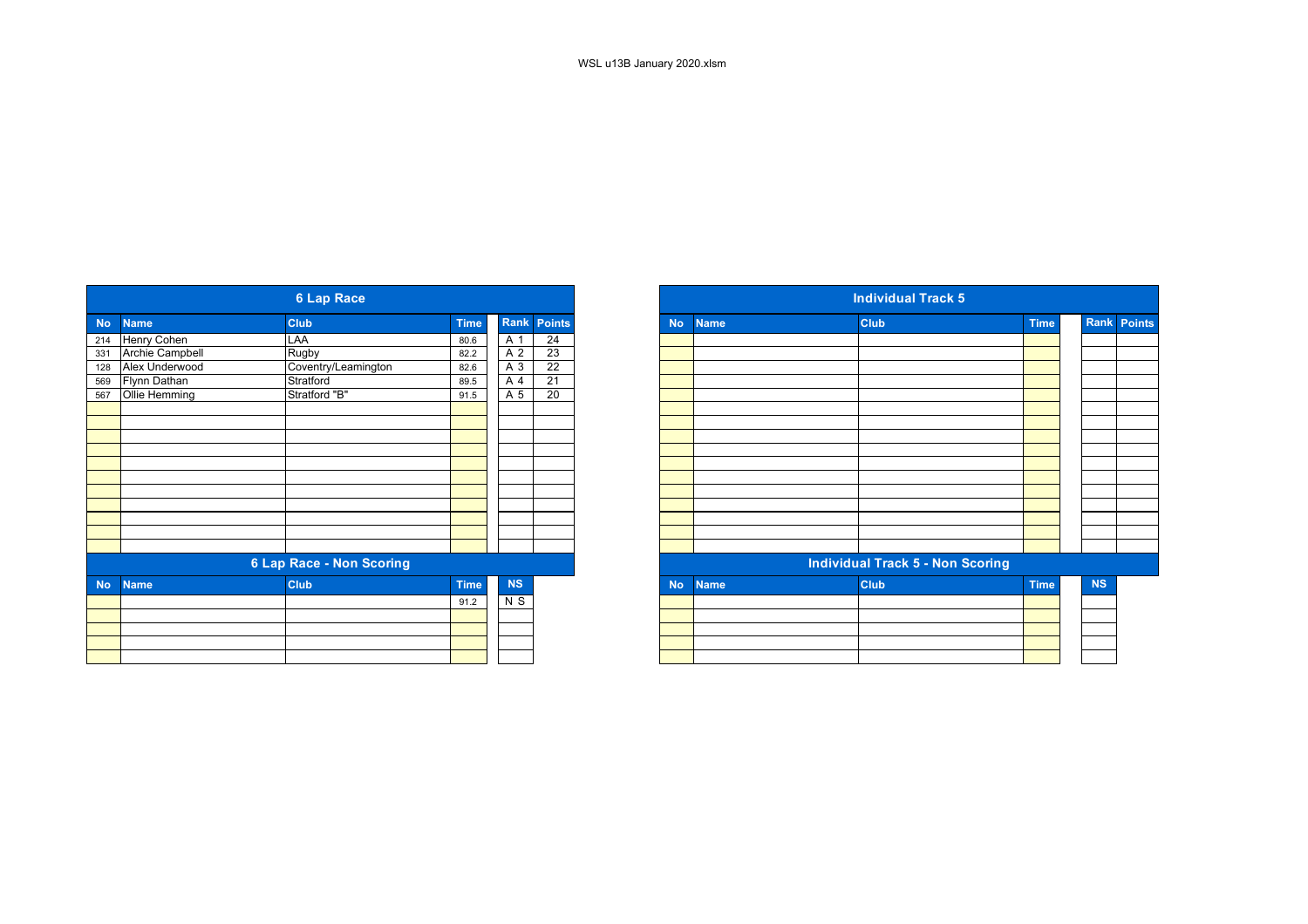WSL u13B January 2020.xlsm

## 6 Lap Race

| No | Name | Club | Time | Rank | Points |
|---|---|---|---|---|---|
| 214 | Henry Cohen | LAA | 80.6 | A 1 | 24 |
| 331 | Archie Campbell | Rugby | 82.2 | A 2 | 23 |
| 128 | Alex Underwood | Coventry/Leamington | 82.6 | A 3 | 22 |
| 569 | Flynn Dathan | Stratford | 89.5 | A 4 | 21 |
| 567 | Ollie Hemming | Stratford "B" | 91.5 | A 5 | 20 |

## 6 Lap Race - Non Scoring

| No | Name | Club | Time | NS |
|---|---|---|---|---|
| | | | 91.2 | N S |

## Individual Track 5

| No | Name | Club | Time | Rank | Points |
|---|---|---|---|---|---|

## Individual Track 5 - Non Scoring

| No | Name | Club | Time | NS |
|---|---|---|---|---|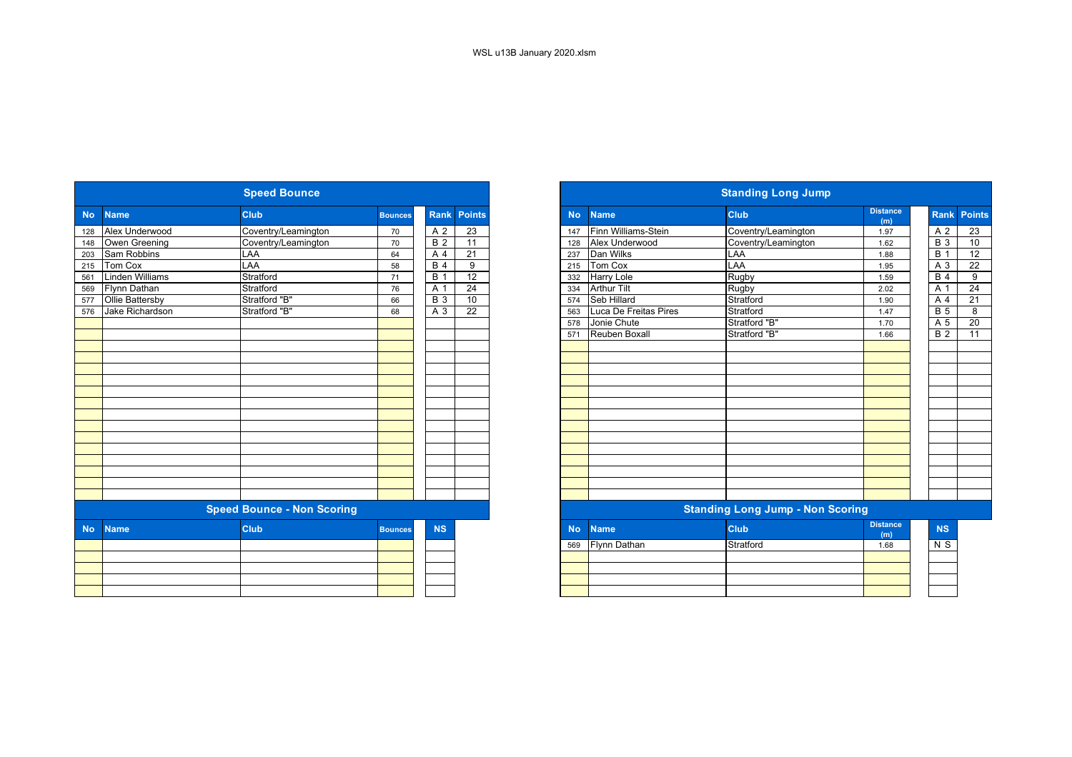WSL u13B January 2020.xlsm

## Speed Bounce

| No | Name | Club | Bounces | Rank | Points |
|---|---|---|---|---|---|
| 128 | Alex Underwood | Coventry/Leamington | 70 | A 2 | 23 |
| 148 | Owen Greening | Coventry/Leamington | 70 | B 2 | 11 |
| 203 | Sam Robbins | LAA | 64 | A 4 | 21 |
| 215 | Tom Cox | LAA | 58 | B 4 | 9 |
| 561 | Linden Williams | Stratford | 71 | B 1 | 12 |
| 569 | Flynn Dathan | Stratford | 76 | A 1 | 24 |
| 577 | Ollie Battersby | Stratford "B" | 66 | B 3 | 10 |
| 576 | Jake Richardson | Stratford "B" | 68 | A 3 | 22 |

## Speed Bounce - Non Scoring

| No | Name | Club | Bounces | NS |
|---|---|---|---|---|

## Standing Long Jump

| No | Name | Club | Distance (m) | Rank | Points |
|---|---|---|---|---|---|
| 147 | Finn Williams-Stein | Coventry/Leamington | 1.97 | A 2 | 23 |
| 128 | Alex Underwood | Coventry/Leamington | 1.62 | B 3 | 10 |
| 237 | Dan Wilks | LAA | 1.88 | B 1 | 12 |
| 215 | Tom Cox | LAA | 1.95 | A 3 | 22 |
| 332 | Harry Lole | Rugby | 1.59 | B 4 | 9 |
| 334 | Arthur Tilt | Rugby | 2.02 | A 1 | 24 |
| 574 | Seb Hillard | Stratford | 1.90 | A 4 | 21 |
| 563 | Luca De Freitas Pires | Stratford | 1.47 | B 5 | 8 |
| 578 | Jonie Chute | Stratford "B" | 1.70 | A 5 | 20 |
| 571 | Reuben Boxall | Stratford "B" | 1.66 | B 2 | 11 |

## Standing Long Jump - Non Scoring

| No | Name | Club | Distance (m) | NS |
|---|---|---|---|---|
| 569 | Flynn Dathan | Stratford | 1.68 | N S |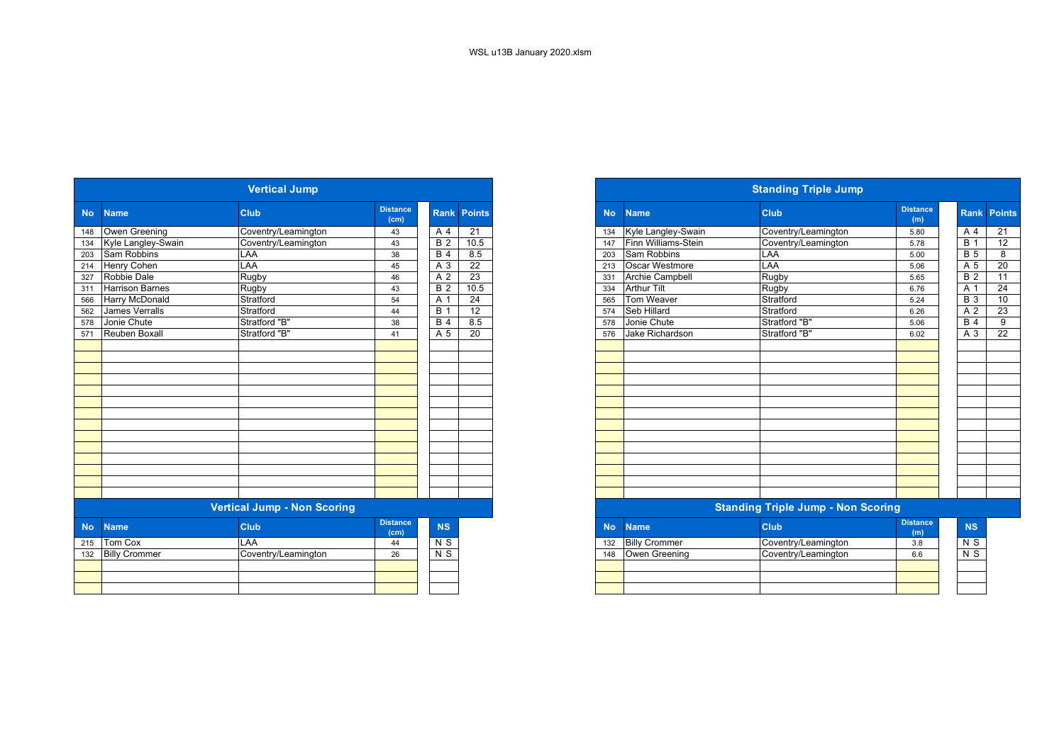WSL u13B January 2020.xlsm

## Vertical Jump

| No | Name | Club | Distance (cm) | Rank | Points |
|---|---|---|---|---|---|
| 148 | Owen Greening | Coventry/Leamington | 43 | A 4 | 21 |
| 134 | Kyle Langley-Swain | Coventry/Leamington | 43 | B 2 | 10.5 |
| 203 | Sam Robbins | LAA | 38 | B 4 | 8.5 |
| 214 | Henry Cohen | LAA | 45 | A 3 | 22 |
| 327 | Robbie Dale | Rugby | 46 | A 2 | 23 |
| 311 | Harrison Barnes | Rugby | 43 | B 2 | 10.5 |
| 566 | Harry McDonald | Stratford | 54 | A 1 | 24 |
| 562 | James Verralls | Stratford | 44 | B 1 | 12 |
| 578 | Jonie Chute | Stratford "B" | 38 | B 4 | 8.5 |
| 571 | Reuben Boxall | Stratford "B" | 41 | A 5 | 20 |

## Vertical Jump - Non Scoring

| No | Name | Club | Distance (cm) | NS |
|---|---|---|---|---|
| 215 | Tom Cox | LAA | 44 | N S |
| 132 | Billy Crommer | Coventry/Leamington | 26 | N S |

## Standing Triple Jump

| No | Name | Club | Distance (m) | Rank | Points |
|---|---|---|---|---|---|
| 134 | Kyle Langley-Swain | Coventry/Leamington | 5.80 | A 4 | 21 |
| 147 | Finn Williams-Stein | Coventry/Leamington | 5.78 | B 1 | 12 |
| 203 | Sam Robbins | LAA | 5.00 | B 5 | 8 |
| 213 | Oscar Westmore | LAA | 5.06 | A 5 | 20 |
| 331 | Archie Campbell | Rugby | 5.65 | B 2 | 11 |
| 334 | Arthur Tilt | Rugby | 6.76 | A 1 | 24 |
| 565 | Tom Weaver | Stratford | 5.24 | B 3 | 10 |
| 574 | Seb Hillard | Stratford | 6.26 | A 2 | 23 |
| 578 | Jonie Chute | Stratford "B" | 5.06 | B 4 | 9 |
| 576 | Jake Richardson | Stratford "B" | 6.02 | A 3 | 22 |

## Standing Triple Jump - Non Scoring

| No | Name | Club | Distance (m) | NS |
|---|---|---|---|---|
| 132 | Billy Crommer | Coventry/Leamington | 3.8 | N S |
| 148 | Owen Greening | Coventry/Leamington | 6.6 | N S |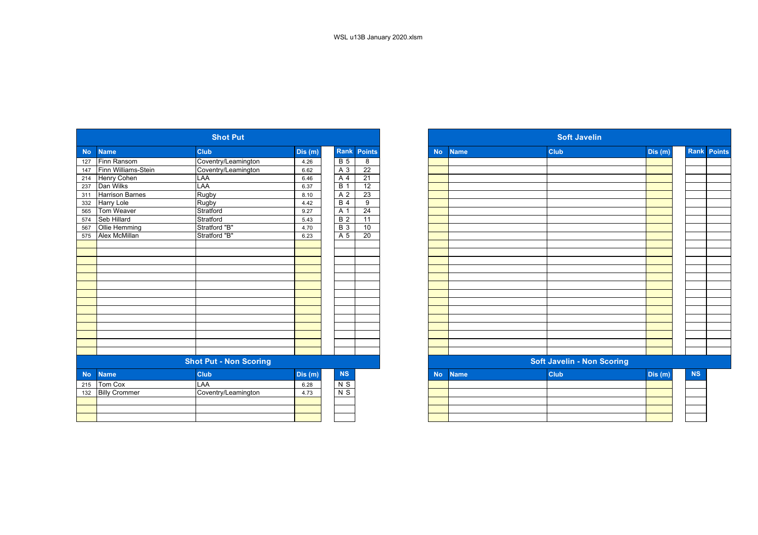WSL u13B January 2020.xlsm

## Shot Put

| No | Name | Club | Dis (m) | Rank | Points |
|---|---|---|---|---|---|
| 127 | Finn Ransom | Coventry/Leamington | 4.26 | B 5 | 8 |
| 147 | Finn Williams-Stein | Coventry/Leamington | 6.62 | A 3 | 22 |
| 214 | Henry Cohen | LAA | 6.46 | A 4 | 21 |
| 237 | Dan Wilks | LAA | 6.37 | B 1 | 12 |
| 311 | Harrison Barnes | Rugby | 8.10 | A 2 | 23 |
| 332 | Harry Lole | Rugby | 4.42 | B 4 | 9 |
| 565 | Tom Weaver | Stratford | 9.27 | A 1 | 24 |
| 574 | Seb Hillard | Stratford | 5.43 | B 2 | 11 |
| 567 | Ollie Hemming | Stratford "B" | 4.70 | B 3 | 10 |
| 575 | Alex McMillan | Stratford "B" | 6.23 | A 5 | 20 |

## Shot Put - Non Scoring

| No | Name | Club | Dis (m) | NS |
|---|---|---|---|---|
| 215 | Tom Cox | LAA | 6.28 | N S |
| 132 | Billy Crommer | Coventry/Leamington | 4.73 | N S |

## Soft Javelin

| No | Name | Club | Dis (m) | Rank | Points |
|---|---|---|---|---|---|

## Soft Javelin - Non Scoring

| No | Name | Club | Dis (m) | NS |
|---|---|---|---|---|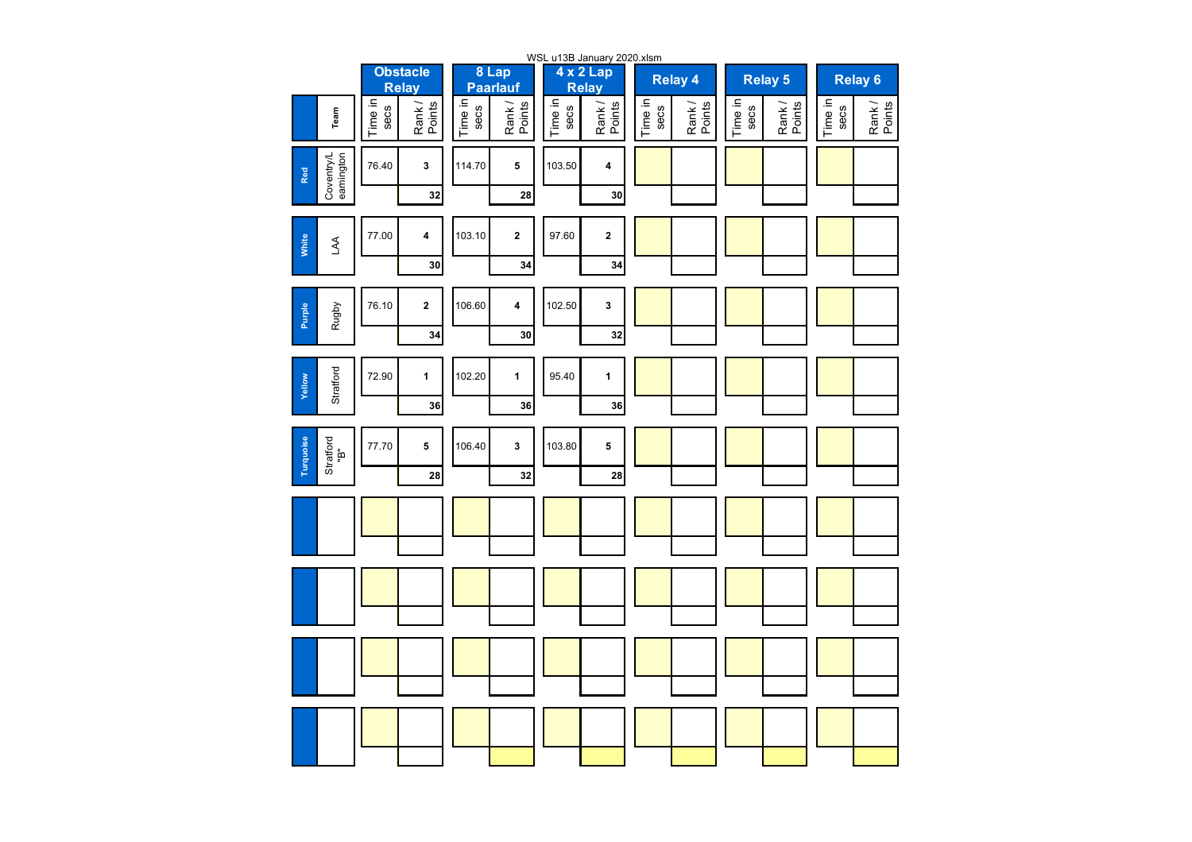WSL u13B January 2020.xlsm

| | Team | Obstacle Relay | | 8 Lap Paarlauf | | 4 x 2 Lap Relay | | Relay 4 | | Relay 5 | | Relay 6 | |
|---|---|---|---|---|---|---|---|---|---|---|---|---|---|
| | | Time in secs | Rank / Points | Time in secs | Rank / Points | Time in secs | Rank / Points | Time in secs | Rank / Points | Time in secs | Rank / Points | Time in secs | Rank / Points |
| Red | Coventry/Leamington | 76.40 | 3 | 114.70 | 5 | 103.50 | 4 | | | | | | |
| | | | 32 | | 28 | | 30 | | | | | | |
| White | LAA | 77.00 | 4 | 103.10 | 2 | 97.60 | 2 | | | | | | |
| | | | 30 | | 34 | | 34 | | | | | | |
| Purple | Rugby | 76.10 | 2 | 106.60 | 4 | 102.50 | 3 | | | | | | |
| | | | 34 | | 30 | | 32 | | | | | | |
| Yellow | Stratford | 72.90 | 1 | 102.20 | 1 | 95.40 | 1 | | | | | | |
| | | | 36 | | 36 | | 36 | | | | | | |
| Turquoise | Stratford "B" | 77.70 | 5 | 106.40 | 3 | 103.80 | 5 | | | | | | |
| | | | 28 | | 32 | | 28 | | | | | | |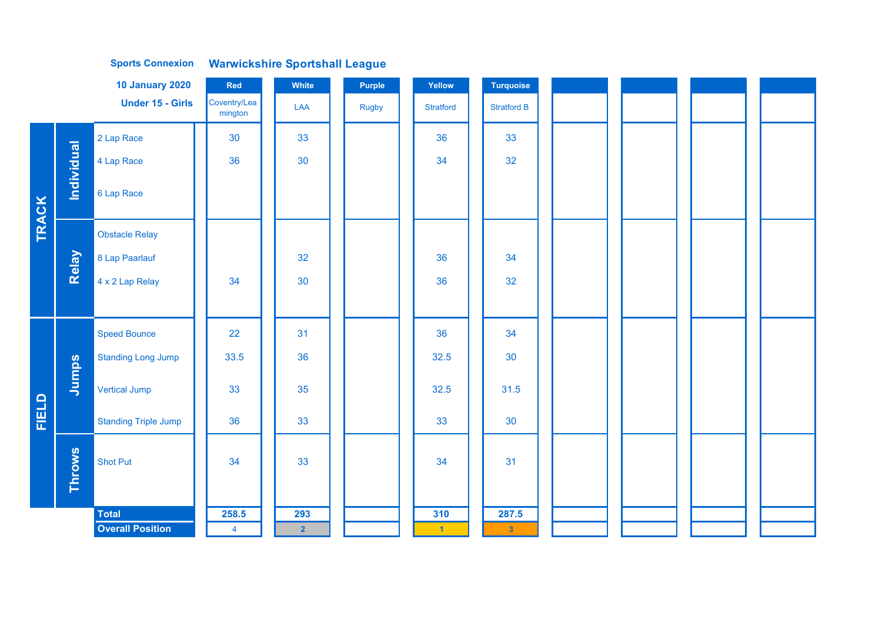**Sports Connexion** **Warwickshire Sportshall League**

**10 January 2020**

**Under 15 - Girls**

| | | | Red | White | Purple | Yellow | Turquoise | | | | |
|---|---|---|---|---|---|---|---|---|---|---|---|
| | | | Coventry/Leamington | LAA | Rugby | Stratford | Stratford B | | | | |
| TRACK | Individual | 2 Lap Race | 30 | 33 | | 36 | 33 | | | | |
| | | 4 Lap Race | 36 | 30 | | 34 | 32 | | | | |
| | | 6 Lap Race | | | | | | | | | |
| | Relay | Obstacle Relay | | | | | | | | | |
| | | 8 Lap Paarlauf | | 32 | | 36 | 34 | | | | |
| | | 4 x 2 Lap Relay | 34 | 30 | | 36 | 32 | | | | |
| FIELD | Jumps | Speed Bounce | 22 | 31 | | 36 | 34 | | | | |
| | | Standing Long Jump | 33.5 | 36 | | 32.5 | 30 | | | | |
| | | Vertical Jump | 33 | 35 | | 32.5 | 31.5 | | | | |
| | | Standing Triple Jump | 36 | 33 | | 33 | 30 | | | | |
| | Throws | Shot Put | 34 | 33 | | 34 | 31 | | | | |
| | | **Total** | **258.5** | **293** | | **310** | **287.5** | | | | |
| | | **Overall Position** | 4 | 2 | | 1 | 3 | | | | |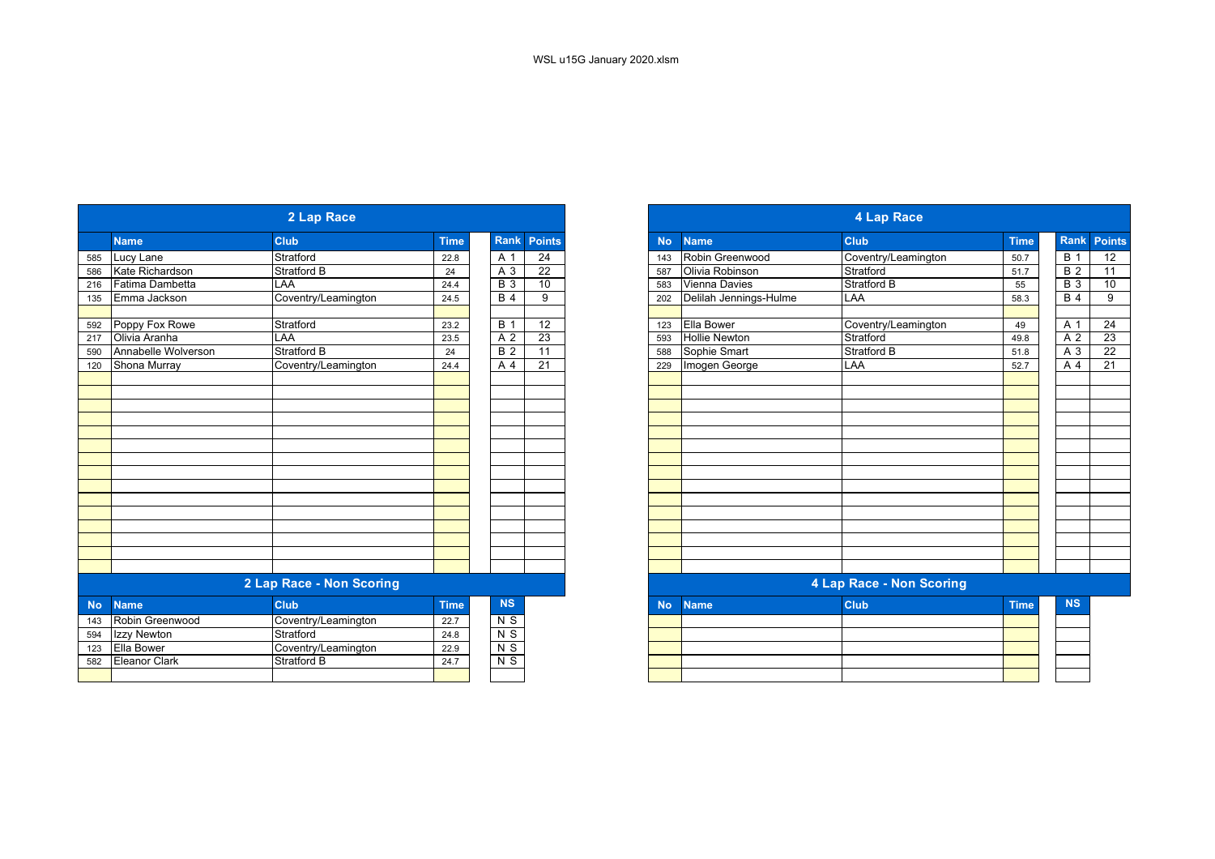WSL u15G January 2020.xlsm

## 2 Lap Race

| No | Name | Club | Time | Rank | Points |
|---|---|---|---|---|---|
| 585 | Lucy Lane | Stratford | 22.8 | A 1 | 24 |
| 586 | Kate Richardson | Stratford B | 24 | A 3 | 22 |
| 216 | Fatima Dambetta | LAA | 24.4 | B 3 | 10 |
| 135 | Emma Jackson | Coventry/Leamington | 24.5 | B 4 | 9 |
| | | | | | |
| 592 | Poppy Fox Rowe | Stratford | 23.2 | B 1 | 12 |
| 217 | Olivia Aranha | LAA | 23.5 | A 2 | 23 |
| 590 | Annabelle Wolverson | Stratford B | 24 | B 2 | 11 |
| 120 | Shona Murray | Coventry/Leamington | 24.4 | A 4 | 21 |

## 2 Lap Race - Non Scoring

| No | Name | Club | Time | NS |
|---|---|---|---|---|
| 143 | Robin Greenwood | Coventry/Leamington | 22.7 | N S |
| 594 | Izzy Newton | Stratford | 24.8 | N S |
| 123 | Ella Bower | Coventry/Leamington | 22.9 | N S |
| 582 | Eleanor Clark | Stratford B | 24.7 | N S |

## 4 Lap Race

| No | Name | Club | Time | Rank | Points |
|---|---|---|---|---|---|
| 143 | Robin Greenwood | Coventry/Leamington | 50.7 | B 1 | 12 |
| 587 | Olivia Robinson | Stratford | 51.7 | B 2 | 11 |
| 583 | Vienna Davies | Stratford B | 55 | B 3 | 10 |
| 202 | Delilah Jennings-Hulme | LAA | 58.3 | B 4 | 9 |
| | | | | | |
| 123 | Ella Bower | Coventry/Leamington | 49 | A 1 | 24 |
| 593 | Hollie Newton | Stratford | 49.8 | A 2 | 23 |
| 588 | Sophie Smart | Stratford B | 51.8 | A 3 | 22 |
| 229 | Imogen George | LAA | 52.7 | A 4 | 21 |

## 4 Lap Race - Non Scoring

| No | Name | Club | Time | NS |
|---|---|---|---|---|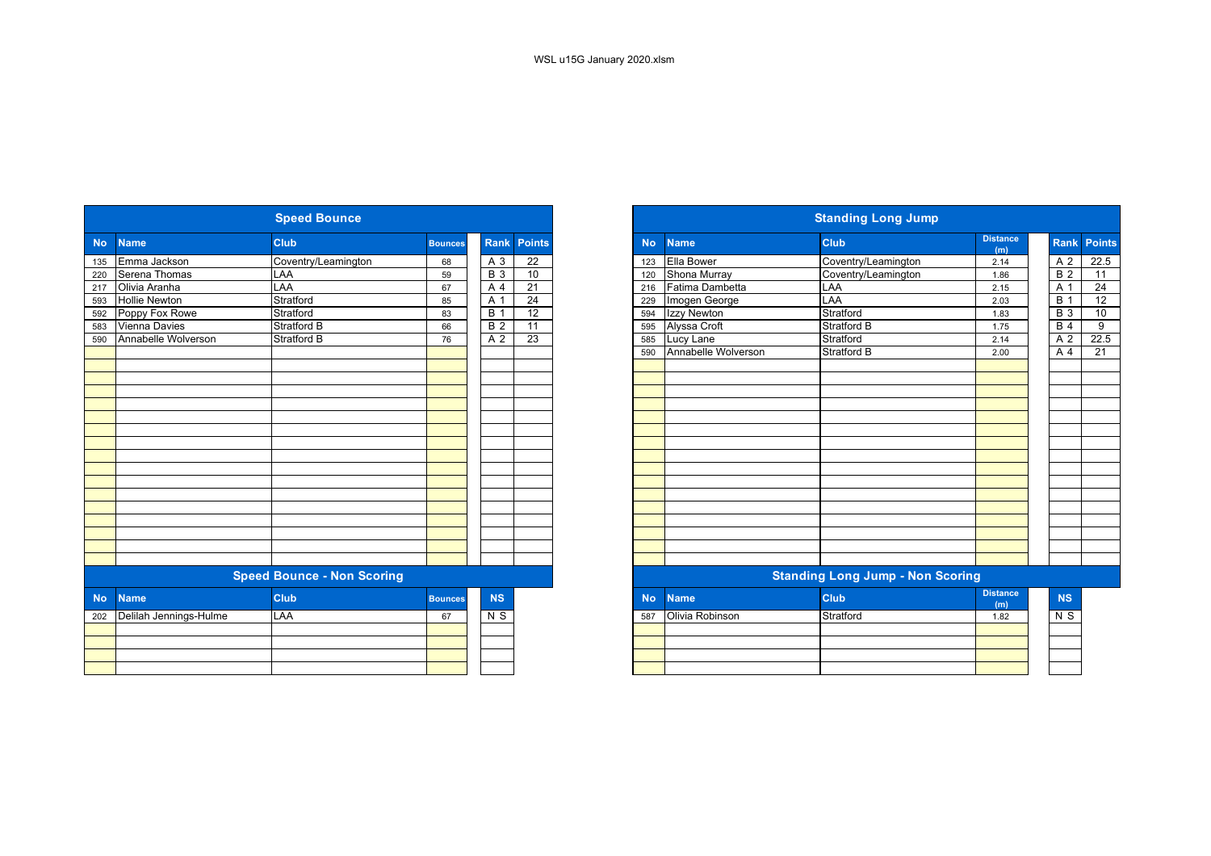WSL u15G January 2020.xlsm

## Speed Bounce

| No | Name | Club | Bounces | Rank | Points |
|---|---|---|---|---|---|
| 135 | Emma Jackson | Coventry/Leamington | 68 | A 3 | 22 |
| 220 | Serena Thomas | LAA | 59 | B 3 | 10 |
| 217 | Olivia Aranha | LAA | 67 | A 4 | 21 |
| 593 | Hollie Newton | Stratford | 85 | A 1 | 24 |
| 592 | Poppy Fox Rowe | Stratford | 83 | B 1 | 12 |
| 583 | Vienna Davies | Stratford B | 66 | B 2 | 11 |
| 590 | Annabelle Wolverson | Stratford B | 76 | A 2 | 23 |

## Speed Bounce - Non Scoring

| No | Name | Club | Bounces | NS |
|---|---|---|---|---|
| 202 | Delilah Jennings-Hulme | LAA | 67 | N S |

## Standing Long Jump

| No | Name | Club | Distance (m) | Rank | Points |
|---|---|---|---|---|---|
| 123 | Ella Bower | Coventry/Leamington | 2.14 | A 2 | 22.5 |
| 120 | Shona Murray | Coventry/Leamington | 1.86 | B 2 | 11 |
| 216 | Fatima Dambetta | LAA | 2.15 | A 1 | 24 |
| 229 | Imogen George | LAA | 2.03 | B 1 | 12 |
| 594 | Izzy Newton | Stratford | 1.83 | B 3 | 10 |
| 595 | Alyssa Croft | Stratford B | 1.75 | B 4 | 9 |
| 585 | Lucy Lane | Stratford | 2.14 | A 2 | 22.5 |
| 590 | Annabelle Wolverson | Stratford B | 2.00 | A 4 | 21 |

## Standing Long Jump - Non Scoring

| No | Name | Club | Distance (m) | NS |
|---|---|---|---|---|
| 587 | Olivia Robinson | Stratford | 1.82 | N S |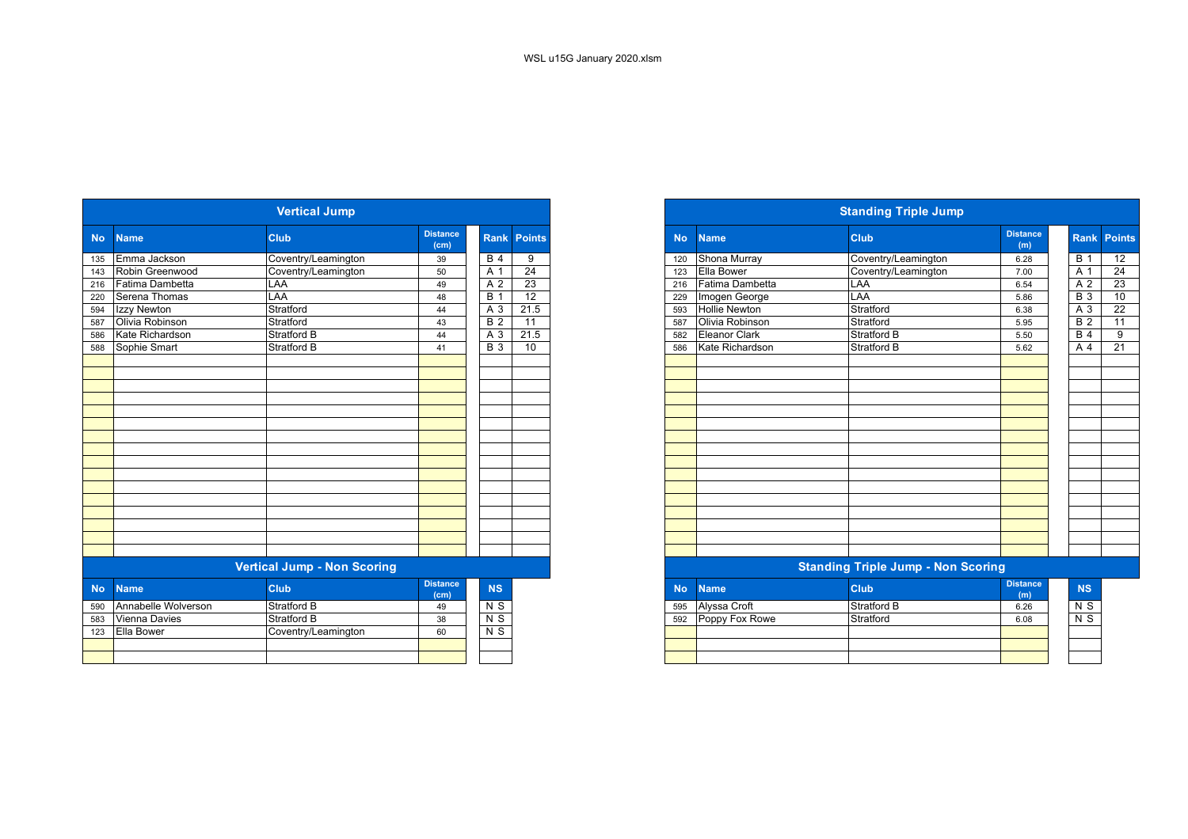WSL u15G January 2020.xlsm

## Vertical Jump

| No | Name | Club | Distance (cm) | Rank | Points |
|---|---|---|---|---|---|
| 135 | Emma Jackson | Coventry/Leamington | 39 | B 4 | 9 |
| 143 | Robin Greenwood | Coventry/Leamington | 50 | A 1 | 24 |
| 216 | Fatima Dambetta | LAA | 49 | A 2 | 23 |
| 220 | Serena Thomas | LAA | 48 | B 1 | 12 |
| 594 | Izzy Newton | Stratford | 44 | A 3 | 21.5 |
| 587 | Olivia Robinson | Stratford | 43 | B 2 | 11 |
| 586 | Kate Richardson | Stratford B | 44 | A 3 | 21.5 |
| 588 | Sophie Smart | Stratford B | 41 | B 3 | 10 |

## Vertical Jump - Non Scoring

| No | Name | Club | Distance (cm) | NS |
|---|---|---|---|---|
| 590 | Annabelle Wolverson | Stratford B | 49 | N S |
| 583 | Vienna Davies | Stratford B | 38 | N S |
| 123 | Ella Bower | Coventry/Leamington | 60 | N S |

## Standing Triple Jump

| No | Name | Club | Distance (m) | Rank | Points |
|---|---|---|---|---|---|
| 120 | Shona Murray | Coventry/Leamington | 6.28 | B 1 | 12 |
| 123 | Ella Bower | Coventry/Leamington | 7.00 | A 1 | 24 |
| 216 | Fatima Dambetta | LAA | 6.54 | A 2 | 23 |
| 229 | Imogen George | LAA | 5.86 | B 3 | 10 |
| 593 | Hollie Newton | Stratford | 6.38 | A 3 | 22 |
| 587 | Olivia Robinson | Stratford | 5.95 | B 2 | 11 |
| 582 | Eleanor Clark | Stratford B | 5.50 | B 4 | 9 |
| 586 | Kate Richardson | Stratford B | 5.62 | A 4 | 21 |

## Standing Triple Jump - Non Scoring

| No | Name | Club | Distance (m) | NS |
|---|---|---|---|---|
| 595 | Alyssa Croft | Stratford B | 6.26 | N S |
| 592 | Poppy Fox Rowe | Stratford | 6.08 | N S |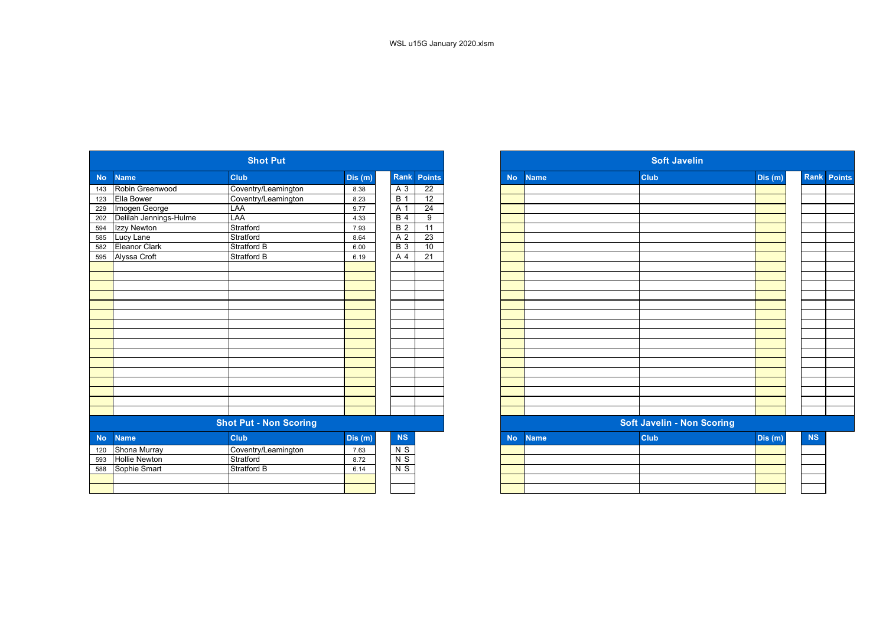WSL u15G January 2020.xlsm

## Shot Put

| No | Name | Club | Dis (m) | Rank | Points |
|---|---|---|---|---|---|
| 143 | Robin Greenwood | Coventry/Leamington | 8.38 | A 3 | 22 |
| 123 | Ella Bower | Coventry/Leamington | 8.23 | B 1 | 12 |
| 229 | Imogen George | LAA | 9.77 | A 1 | 24 |
| 202 | Delilah Jennings-Hulme | LAA | 4.33 | B 4 | 9 |
| 594 | Izzy Newton | Stratford | 7.93 | B 2 | 11 |
| 585 | Lucy Lane | Stratford | 8.64 | A 2 | 23 |
| 582 | Eleanor Clark | Stratford B | 6.00 | B 3 | 10 |
| 595 | Alyssa Croft | Stratford B | 6.19 | A 4 | 21 |

## Shot Put - Non Scoring

| No | Name | Club | Dis (m) | NS |
|---|---|---|---|---|
| 120 | Shona Murray | Coventry/Leamington | 7.63 | N S |
| 593 | Hollie Newton | Stratford | 8.72 | N S |
| 588 | Sophie Smart | Stratford B | 6.14 | N S |

## Soft Javelin

| No | Name | Club | Dis (m) | Rank | Points |
|---|---|---|---|---|---|

## Soft Javelin - Non Scoring

| No | Name | Club | Dis (m) | NS |
|---|---|---|---|---|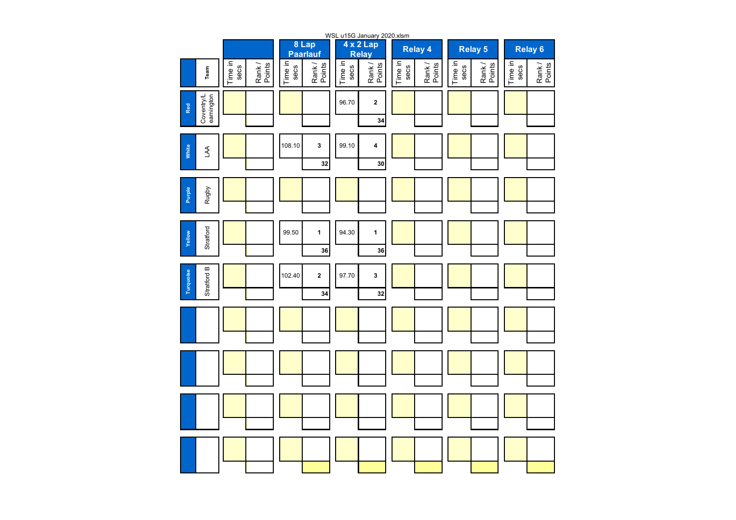WSL u15G January 2020.xlsm

| | Team | | | 8 Lap Paarlauf | | 4 x 2 Lap Relay | | Relay 4 | | Relay 5 | | Relay 6 | |
|---|---|---|---|---|---|---|---|---|---|---|---|---|---|
| | | Time in secs | Rank / Points | Time in secs | Rank / Points | Time in secs | Rank / Points | Time in secs | Rank / Points | Time in secs | Rank / Points | Time in secs | Rank / Points |
| Red | Coventry/Leamington | | | | | 96.70 | 2 / 34 | | | | | | |
| White | LAA | | | 108.10 | 3 / 32 | 99.10 | 4 / 30 | | | | | | |
| Purple | Rugby | | | | | | | | | | | | |
| Yellow | Stratford | | | 99.50 | 1 / 36 | 94.30 | 1 / 36 | | | | | | |
| Turquoise | Stratford B | | | 102.40 | 2 / 34 | 97.70 | 3 / 32 | | | | | | |
| | | | | | | | | | | | | | |
| | | | | | | | | | | | | | |
| | | | | | | | | | | | | | |
| | | | | | | | | | | | | | |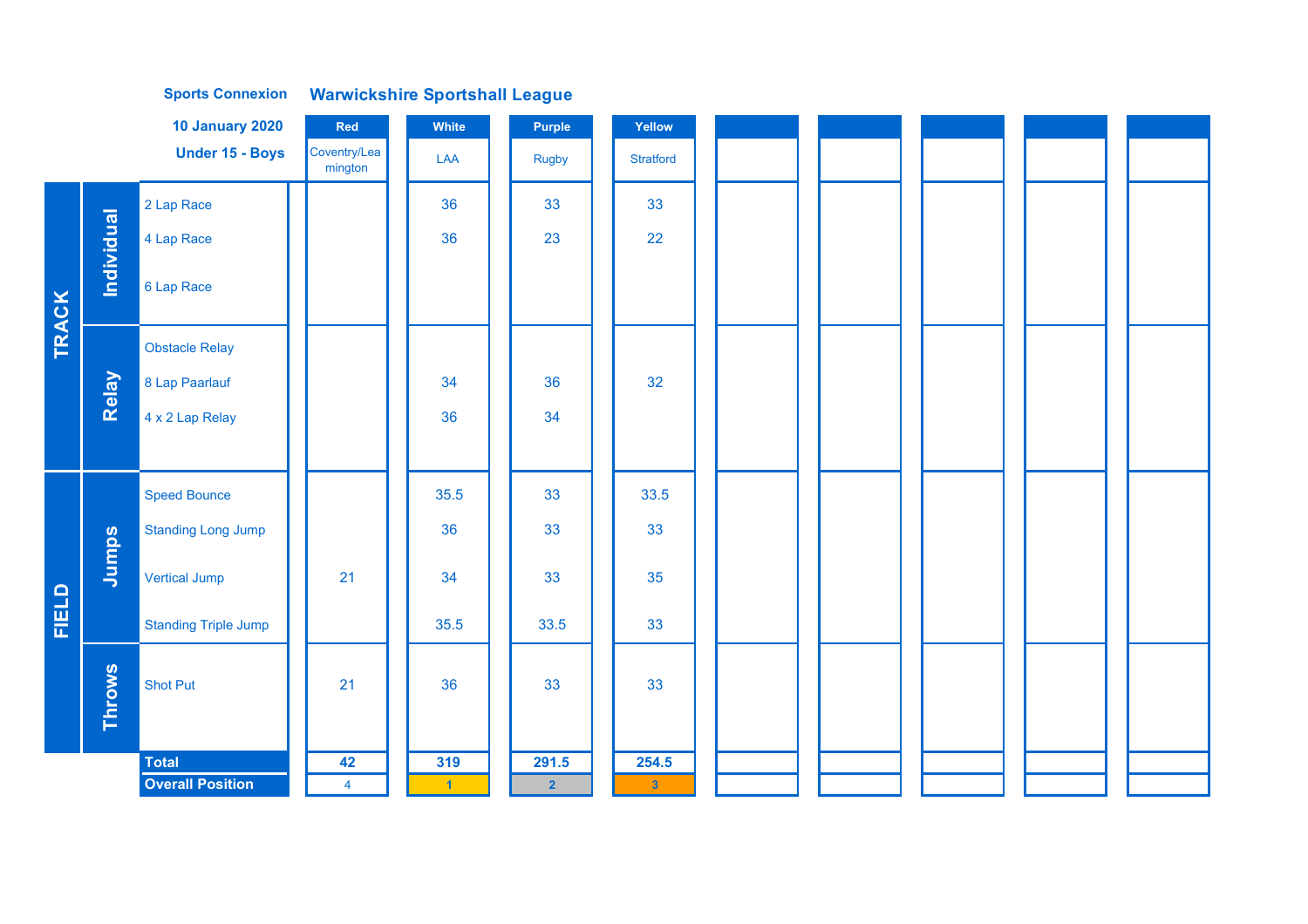**Sports Connexion** **Warwickshire Sportshall League**

**10 January 2020**

**Under 15 - Boys**

| | | Event | Red | White | Purple | Yellow | | | | | |
|---|---|---|---|---|---|---|---|---|---|---|---|
| | | | Coventry/Leamington | LAA | Rugby | Stratford | | | | | |
| TRACK | Individual | 2 Lap Race | | 36 | 33 | 33 | | | | | |
| | | 4 Lap Race | | 36 | 23 | 22 | | | | | |
| | | 6 Lap Race | | | | | | | | | |
| | Relay | Obstacle Relay | | | | | | | | | |
| | | 8 Lap Paarlauf | | 34 | 36 | 32 | | | | | |
| | | 4 x 2 Lap Relay | | 36 | 34 | | | | | | |
| FIELD | Jumps | Speed Bounce | | 35.5 | 33 | 33.5 | | | | | |
| | | Standing Long Jump | | 36 | 33 | 33 | | | | | |
| | | Vertical Jump | 21 | 34 | 33 | 35 | | | | | |
| | | Standing Triple Jump | | 35.5 | 33.5 | 33 | | | | | |
| | Throws | Shot Put | 21 | 36 | 33 | 33 | | | | | |
| | | **Total** | **42** | **319** | **291.5** | **254.5** | | | | | |
| | | **Overall Position** | 4 | 1 | 2 | 3 | | | | | |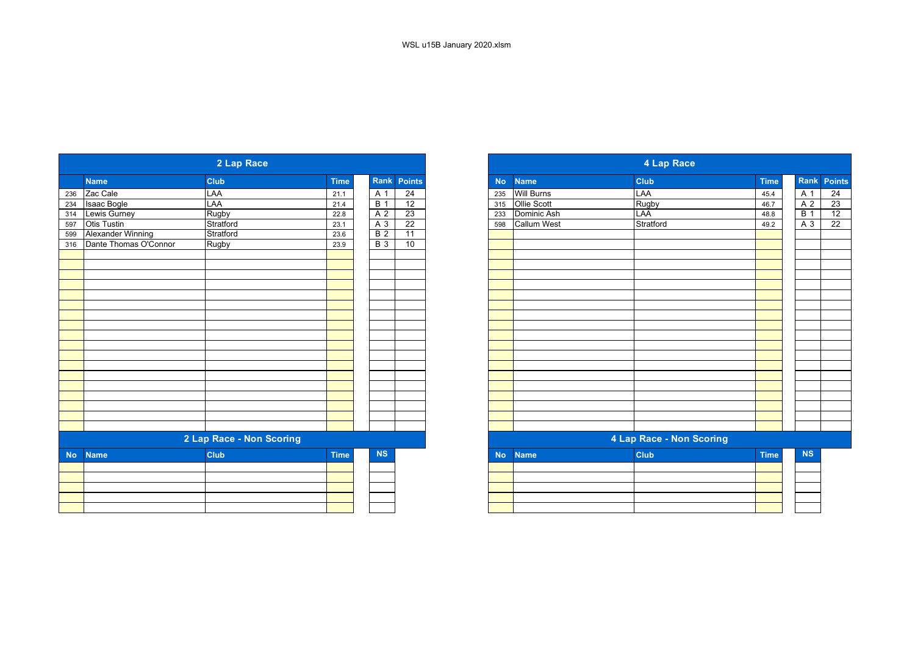WSL u15B January 2020.xlsm

## 2 Lap Race

| No | Name | Club | Time | Rank | Points |
|---|---|---|---|---|---|
| 236 | Zac Cale | LAA | 21.1 | A 1 | 24 |
| 234 | Isaac Bogle | LAA | 21.4 | B 1 | 12 |
| 314 | Lewis Gurney | Rugby | 22.8 | A 2 | 23 |
| 597 | Otis Tustin | Stratford | 23.1 | A 3 | 22 |
| 599 | Alexander Winning | Stratford | 23.6 | B 2 | 11 |
| 316 | Dante Thomas O'Connor | Rugby | 23.9 | B 3 | 10 |

## 2 Lap Race - Non Scoring

| No | Name | Club | Time | NS |
|---|---|---|---|---|
| | | | | |

## 4 Lap Race

| No | Name | Club | Time | Rank | Points |
|---|---|---|---|---|---|
| 235 | Will Burns | LAA | 45.4 | A 1 | 24 |
| 315 | Ollie Scott | Rugby | 46.7 | A 2 | 23 |
| 233 | Dominic Ash | LAA | 48.8 | B 1 | 12 |
| 598 | Callum West | Stratford | 49.2 | A 3 | 22 |

## 4 Lap Race - Non Scoring

| No | Name | Club | Time | NS |
|---|---|---|---|---|
| | | | | |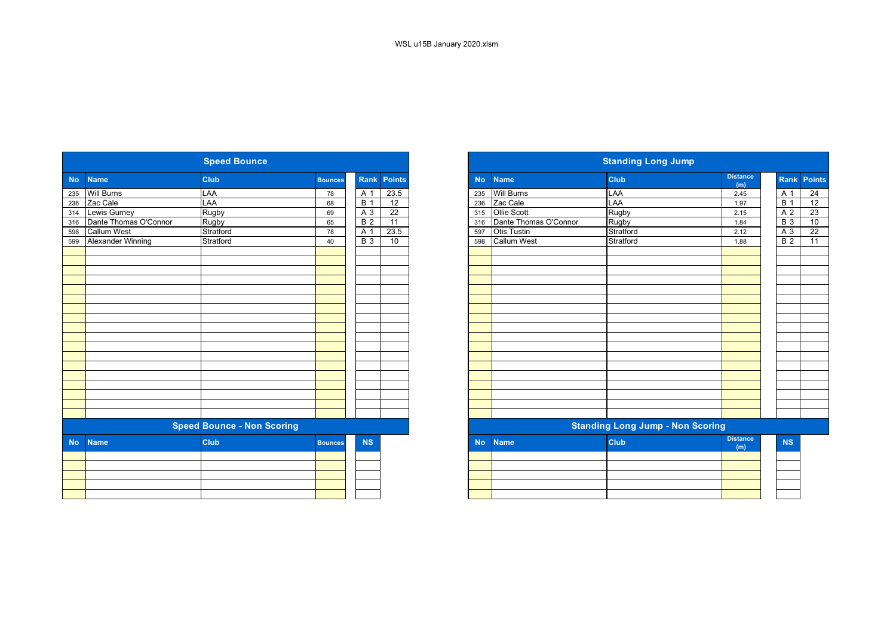WSL u15B January 2020.xlsm

## Speed Bounce

| No | Name | Club | Bounces | Rank | Points |
|---|---|---|---|---|---|
| 235 | Will Burns | LAA | 78 | A 1 | 23.5 |
| 236 | Zac Cale | LAA | 68 | B 1 | 12 |
| 314 | Lewis Gurney | Rugby | 69 | A 3 | 22 |
| 316 | Dante Thomas O'Connor | Rugby | 65 | B 2 | 11 |
| 598 | Callum West | Stratford | 78 | A 1 | 23.5 |
| 599 | Alexander Winning | Stratford | 40 | B 3 | 10 |

## Speed Bounce - Non Scoring

| No | Name | Club | Bounces | NS |
|---|---|---|---|---|

## Standing Long Jump

| No | Name | Club | Distance (m) | Rank | Points |
|---|---|---|---|---|---|
| 235 | Will Burns | LAA | 2.45 | A 1 | 24 |
| 236 | Zac Cale | LAA | 1.97 | B 1 | 12 |
| 315 | Ollie Scott | Rugby | 2.15 | A 2 | 23 |
| 316 | Dante Thomas O'Connor | Rugby | 1.84 | B 3 | 10 |
| 597 | Otis Tustin | Stratford | 2.12 | A 3 | 22 |
| 598 | Callum West | Stratford | 1.88 | B 2 | 11 |

## Standing Long Jump - Non Scoring

| No | Name | Club | Distance (m) | NS |
|---|---|---|---|---|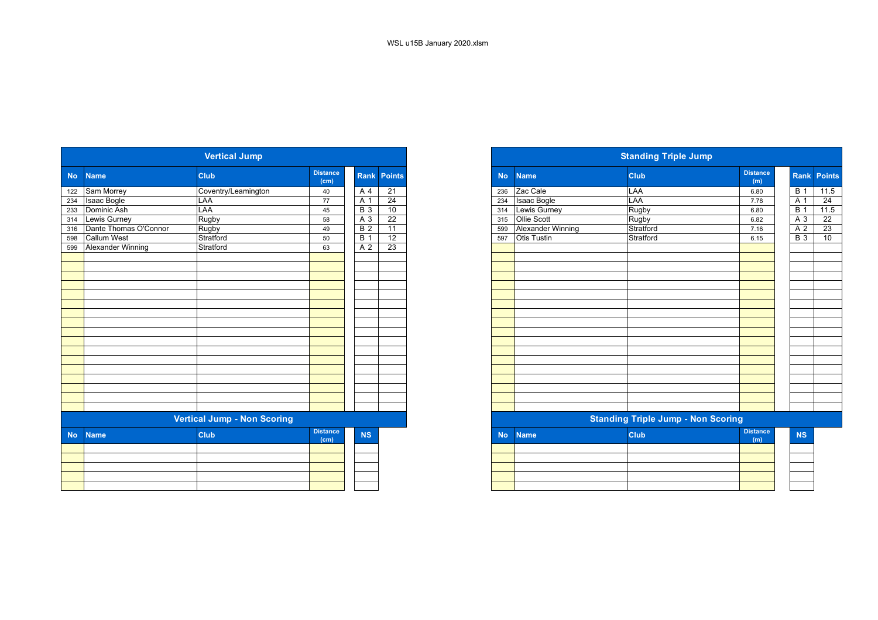WSL u15B January 2020.xlsm

## Vertical Jump

| No | Name | Club | Distance (cm) | Rank | Points |
|---|---|---|---|---|---|
| 122 | Sam Morrey | Coventry/Leamington | 40 | A 4 | 21 |
| 234 | Isaac Bogle | LAA | 77 | A 1 | 24 |
| 233 | Dominic Ash | LAA | 45 | B 3 | 10 |
| 314 | Lewis Gurney | Rugby | 58 | A 3 | 22 |
| 316 | Dante Thomas O'Connor | Rugby | 49 | B 2 | 11 |
| 598 | Callum West | Stratford | 50 | B 1 | 12 |
| 599 | Alexander Winning | Stratford | 63 | A 2 | 23 |

## Vertical Jump - Non Scoring

| No | Name | Club | Distance (cm) | NS |
|---|---|---|---|---|

## Standing Triple Jump

| No | Name | Club | Distance (m) | Rank | Points |
|---|---|---|---|---|---|
| 236 | Zac Cale | LAA | 6.80 | B 1 | 11.5 |
| 234 | Isaac Bogle | LAA | 7.78 | A 1 | 24 |
| 314 | Lewis Gurney | Rugby | 6.80 | B 1 | 11.5 |
| 315 | Ollie Scott | Rugby | 6.82 | A 3 | 22 |
| 599 | Alexander Winning | Stratford | 7.16 | A 2 | 23 |
| 597 | Otis Tustin | Stratford | 6.15 | B 3 | 10 |

## Standing Triple Jump - Non Scoring

| No | Name | Club | Distance (m) | NS |
|---|---|---|---|---|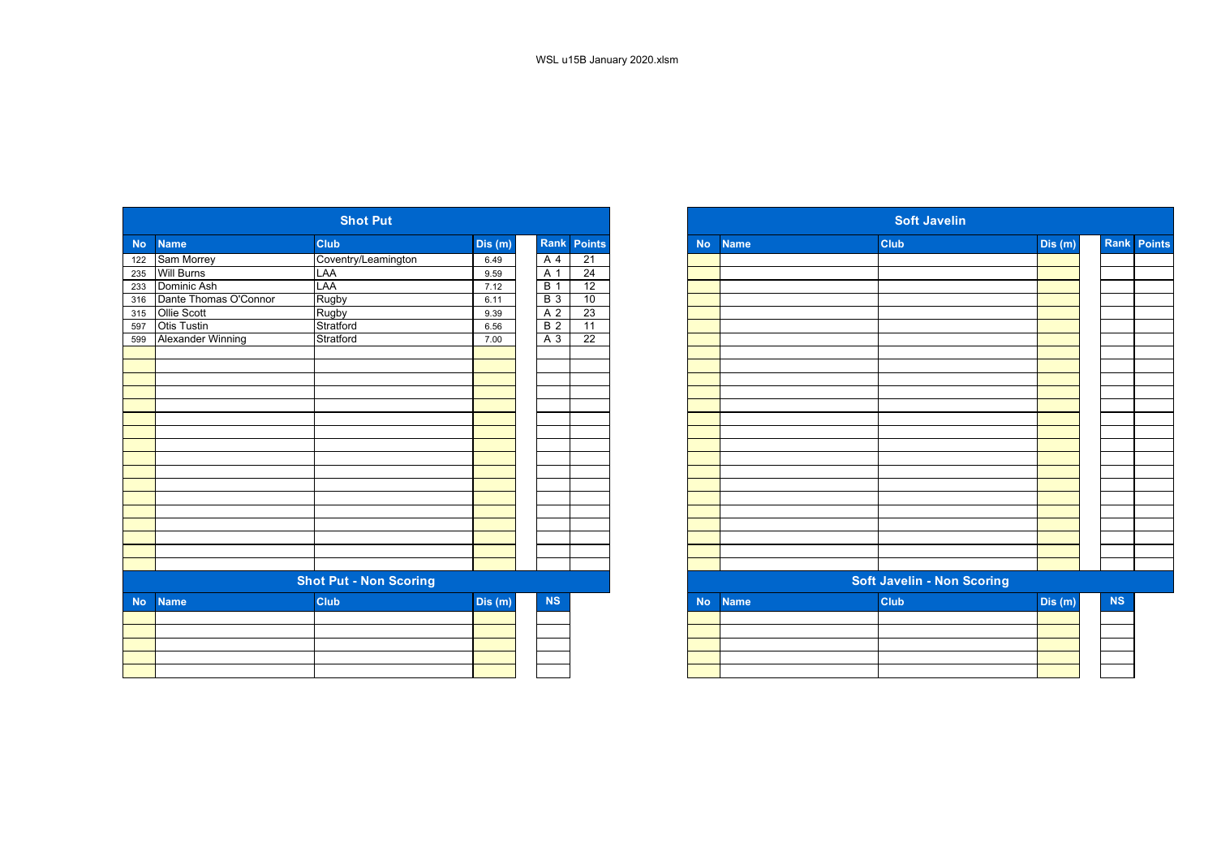WSL u15B January 2020.xlsm

## Shot Put

| No | Name | Club | Dis (m) | Rank | Points |
|---|---|---|---|---|---|
| 122 | Sam Morrey | Coventry/Leamington | 6.49 | A 4 | 21 |
| 235 | Will Burns | LAA | 9.59 | A 1 | 24 |
| 233 | Dominic Ash | LAA | 7.12 | B 1 | 12 |
| 316 | Dante Thomas O'Connor | Rugby | 6.11 | B 3 | 10 |
| 315 | Ollie Scott | Rugby | 9.39 | A 2 | 23 |
| 597 | Otis Tustin | Stratford | 6.56 | B 2 | 11 |
| 599 | Alexander Winning | Stratford | 7.00 | A 3 | 22 |

## Shot Put - Non Scoring

| No | Name | Club | Dis (m) | NS |
|---|---|---|---|---|

## Soft Javelin

| No | Name | Club | Dis (m) | Rank | Points |
|---|---|---|---|---|---|

## Soft Javelin - Non Scoring

| No | Name | Club | Dis (m) | NS |
|---|---|---|---|---|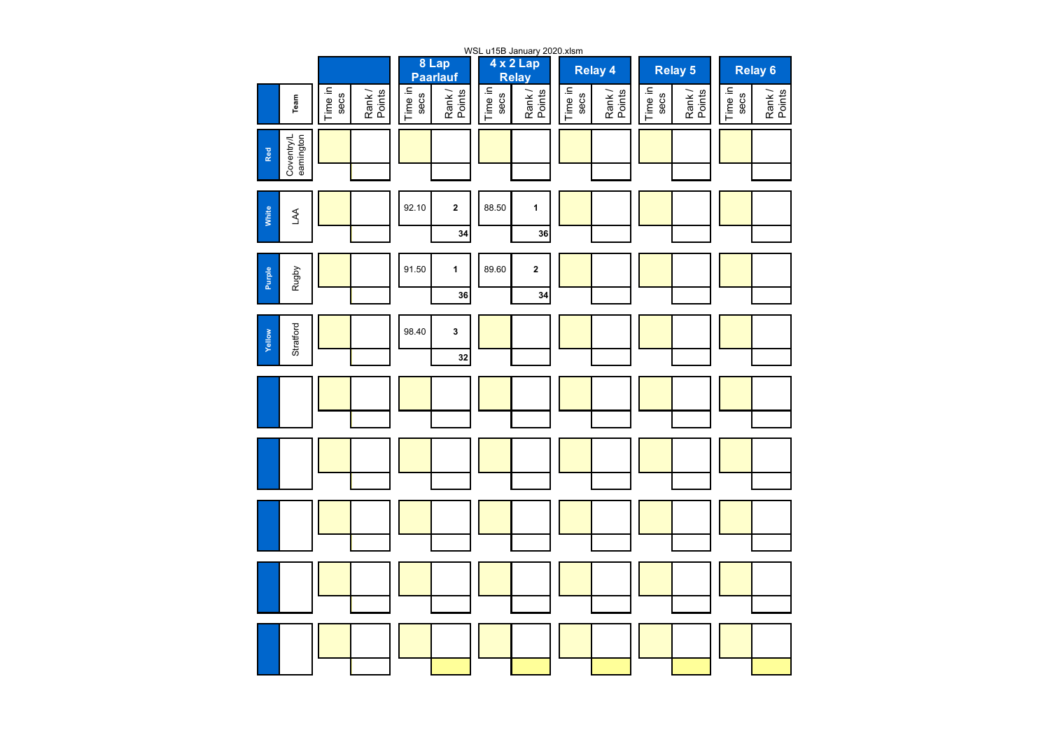WSL u15B January 2020.xlsm

| | Team | | | 8 Lap Paarlauf | | 4 x 2 Lap Relay | | Relay 4 | | Relay 5 | | Relay 6 | |
|---|---|---|---|---|---|---|---|---|---|---|---|---|---|
| | | Time in secs | Rank / Points | Time in secs | Rank / Points | Time in secs | Rank / Points | Time in secs | Rank / Points | Time in secs | Rank / Points | Time in secs | Rank / Points |
| Red | Coventry/Leamington | | | | | | | | | | | | |
| White | LAA | | | 92.10 | 2 | 88.50 | 1 | | | | | | |
| | | | | | 34 | | 36 | | | | | | |
| Purple | Rugby | | | 91.50 | 1 | 89.60 | 2 | | | | | | |
| | | | | | 36 | | 34 | | | | | | |
| Yellow | Stratford | | | 98.40 | 3 | | | | | | | | |
| | | | | | 32 | | | | | | | | |
| | | | | | | | | | | | | | |
| | | | | | | | | | | | | | |
| | | | | | | | | | | | | | |
| | | | | | | | | | | | | | |
| | | | | | | | | | | | | | |